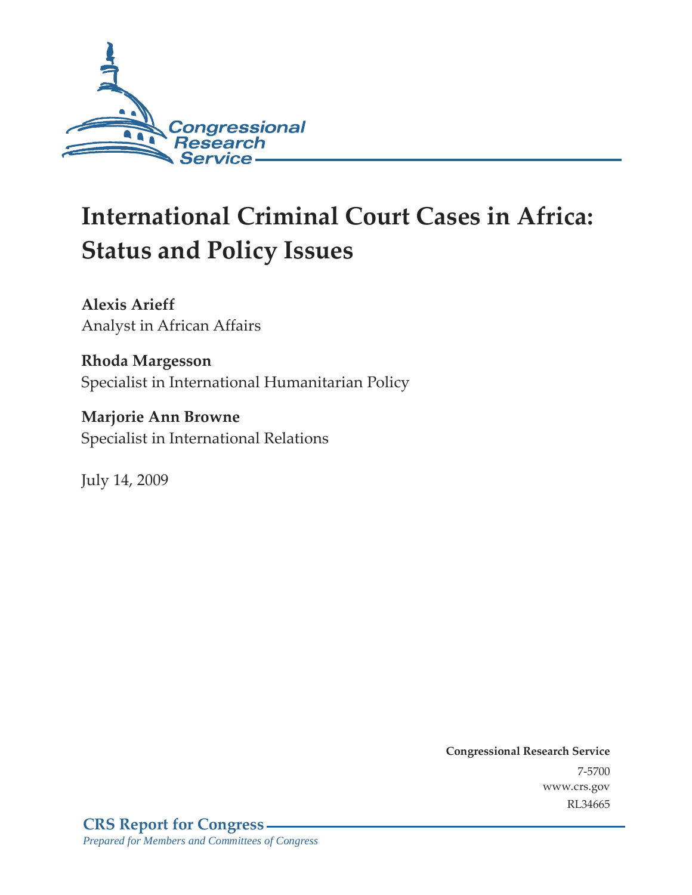Congressional Research Service

# International Criminal Court Cases in Africa: Status and Policy Issues

**Alexis Arieff**
Analyst in African Affairs

**Rhoda Margesson**
Specialist in International Humanitarian Policy

**Marjorie Ann Browne**
Specialist in International Relations

July 14, 2009

**Congressional Research Service**
7-5700
www.crs.gov
RL34665

**CRS Report for Congress**
*Prepared for Members and Committees of Congress*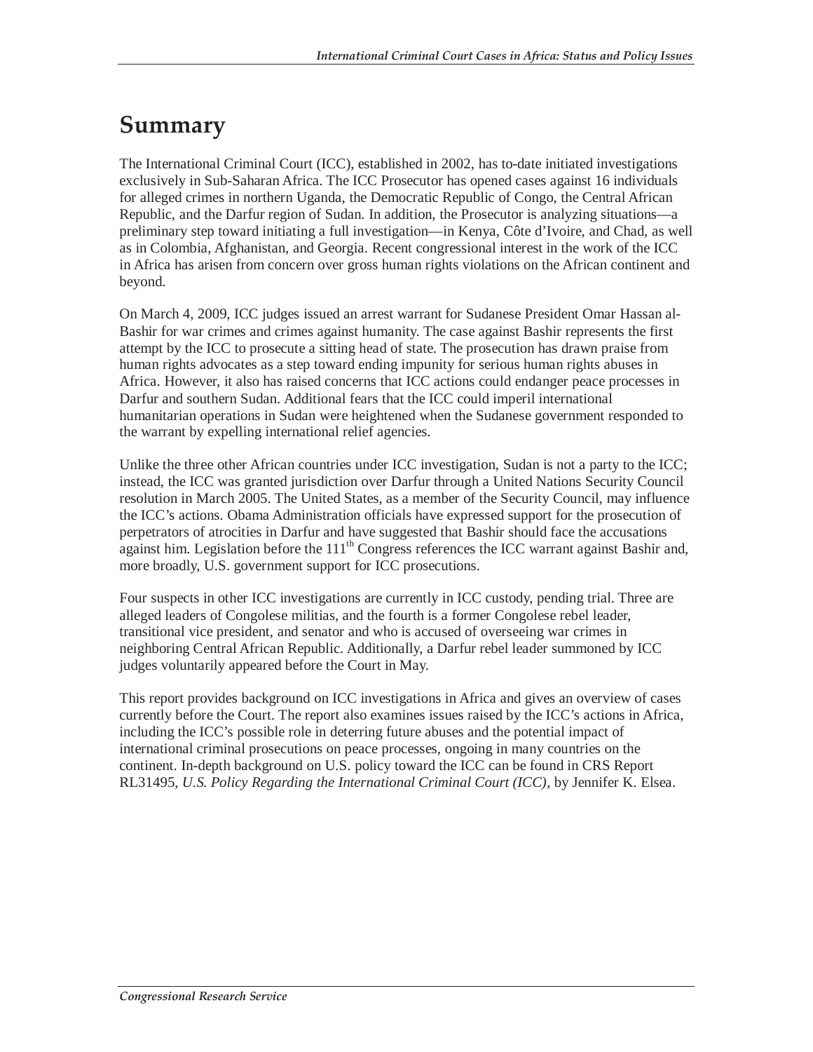# Summary

The International Criminal Court (ICC), established in 2002, has to-date initiated investigations exclusively in Sub-Saharan Africa. The ICC Prosecutor has opened cases against 16 individuals for alleged crimes in northern Uganda, the Democratic Republic of Congo, the Central African Republic, and the Darfur region of Sudan. In addition, the Prosecutor is analyzing situations—a preliminary step toward initiating a full investigation—in Kenya, Côte d'Ivoire, and Chad, as well as in Colombia, Afghanistan, and Georgia. Recent congressional interest in the work of the ICC in Africa has arisen from concern over gross human rights violations on the African continent and beyond.

On March 4, 2009, ICC judges issued an arrest warrant for Sudanese President Omar Hassan al-Bashir for war crimes and crimes against humanity. The case against Bashir represents the first attempt by the ICC to prosecute a sitting head of state. The prosecution has drawn praise from human rights advocates as a step toward ending impunity for serious human rights abuses in Africa. However, it also has raised concerns that ICC actions could endanger peace processes in Darfur and southern Sudan. Additional fears that the ICC could imperil international humanitarian operations in Sudan were heightened when the Sudanese government responded to the warrant by expelling international relief agencies.

Unlike the three other African countries under ICC investigation, Sudan is not a party to the ICC; instead, the ICC was granted jurisdiction over Darfur through a United Nations Security Council resolution in March 2005. The United States, as a member of the Security Council, may influence the ICC's actions. Obama Administration officials have expressed support for the prosecution of perpetrators of atrocities in Darfur and have suggested that Bashir should face the accusations against him. Legislation before the 111th Congress references the ICC warrant against Bashir and, more broadly, U.S. government support for ICC prosecutions.

Four suspects in other ICC investigations are currently in ICC custody, pending trial. Three are alleged leaders of Congolese militias, and the fourth is a former Congolese rebel leader, transitional vice president, and senator and who is accused of overseeing war crimes in neighboring Central African Republic. Additionally, a Darfur rebel leader summoned by ICC judges voluntarily appeared before the Court in May.

This report provides background on ICC investigations in Africa and gives an overview of cases currently before the Court. The report also examines issues raised by the ICC's actions in Africa, including the ICC's possible role in deterring future abuses and the potential impact of international criminal prosecutions on peace processes, ongoing in many countries on the continent. In-depth background on U.S. policy toward the ICC can be found in CRS Report RL31495, *U.S. Policy Regarding the International Criminal Court (ICC)*, by Jennifer K. Elsea.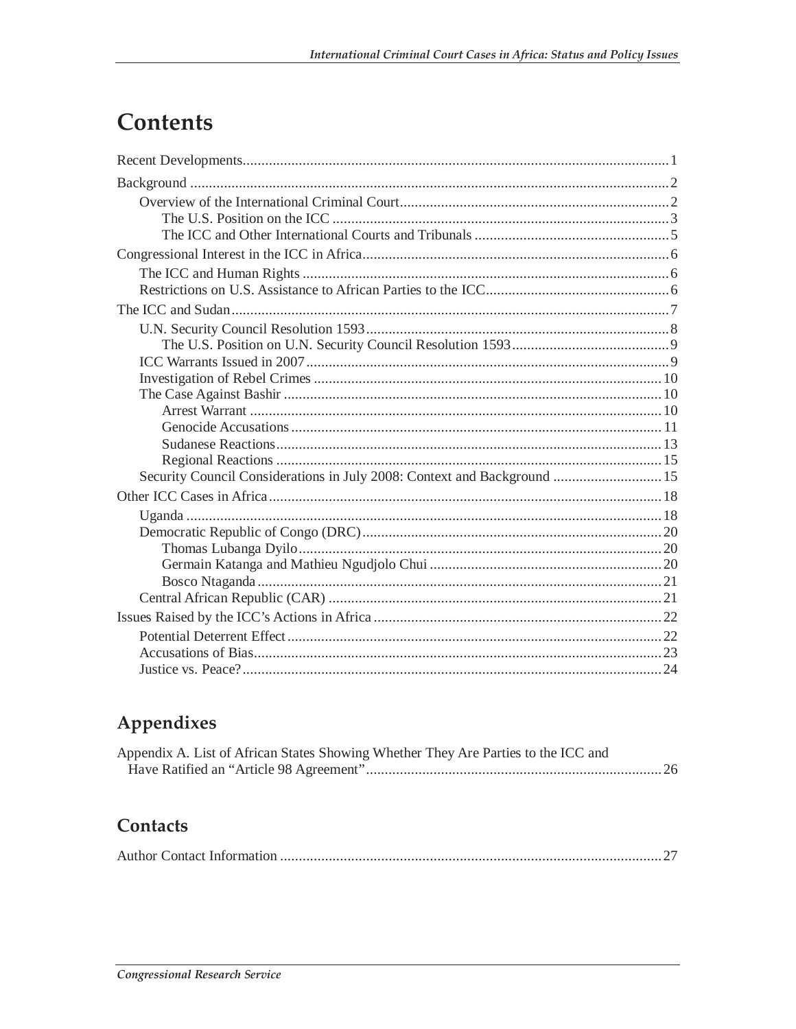# Contents

Recent Developments .......... 1

Background .......... 2

- Overview of the International Criminal Court .......... 2
  - The U.S. Position on the ICC .......... 3
  - The ICC and Other International Courts and Tribunals .......... 5

Congressional Interest in the ICC in Africa .......... 6

- The ICC and Human Rights .......... 6
- Restrictions on U.S. Assistance to African Parties to the ICC .......... 6

The ICC and Sudan .......... 7

- U.N. Security Council Resolution 1593 .......... 8
  - The U.S. Position on U.N. Security Council Resolution 1593 .......... 9
- ICC Warrants Issued in 2007 .......... 9
- Investigation of Rebel Crimes .......... 10
- The Case Against Bashir .......... 10
  - Arrest Warrant .......... 10
  - Genocide Accusations .......... 11
  - Sudanese Reactions .......... 13
  - Regional Reactions .......... 15
- Security Council Considerations in July 2008: Context and Background .......... 15

Other ICC Cases in Africa .......... 18

- Uganda .......... 18
- Democratic Republic of Congo (DRC) .......... 20
  - Thomas Lubanga Dyilo .......... 20
  - Germain Katanga and Mathieu Ngudjolo Chui .......... 20
  - Bosco Ntaganda .......... 21
- Central African Republic (CAR) .......... 21

Issues Raised by the ICC's Actions in Africa .......... 22

- Potential Deterrent Effect .......... 22
- Accusations of Bias .......... 23
- Justice vs. Peace? .......... 24

## Appendixes

Appendix A. List of African States Showing Whether They Are Parties to the ICC and Have Ratified an "Article 98 Agreement" .......... 26

## Contacts

Author Contact Information .......... 27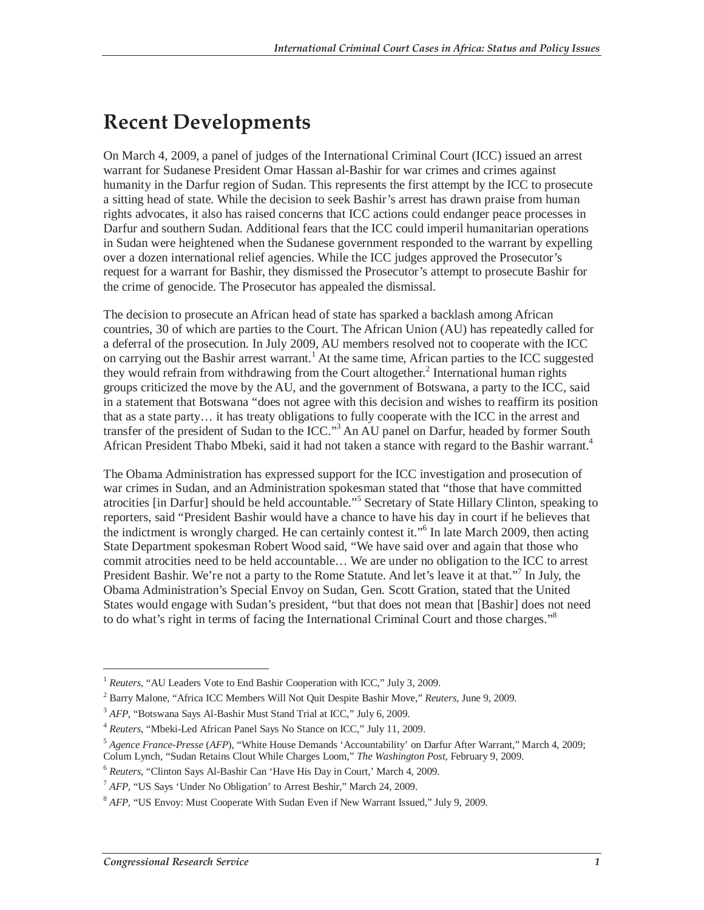# Recent Developments

On March 4, 2009, a panel of judges of the International Criminal Court (ICC) issued an arrest warrant for Sudanese President Omar Hassan al-Bashir for war crimes and crimes against humanity in the Darfur region of Sudan. This represents the first attempt by the ICC to prosecute a sitting head of state. While the decision to seek Bashir's arrest has drawn praise from human rights advocates, it also has raised concerns that ICC actions could endanger peace processes in Darfur and southern Sudan. Additional fears that the ICC could imperil humanitarian operations in Sudan were heightened when the Sudanese government responded to the warrant by expelling over a dozen international relief agencies. While the ICC judges approved the Prosecutor's request for a warrant for Bashir, they dismissed the Prosecutor's attempt to prosecute Bashir for the crime of genocide. The Prosecutor has appealed the dismissal.

The decision to prosecute an African head of state has sparked a backlash among African countries, 30 of which are parties to the Court. The African Union (AU) has repeatedly called for a deferral of the prosecution. In July 2009, AU members resolved not to cooperate with the ICC on carrying out the Bashir arrest warrant.[1] At the same time, African parties to the ICC suggested they would refrain from withdrawing from the Court altogether.[2] International human rights groups criticized the move by the AU, and the government of Botswana, a party to the ICC, said in a statement that Botswana "does not agree with this decision and wishes to reaffirm its position that as a state party… it has treaty obligations to fully cooperate with the ICC in the arrest and transfer of the president of Sudan to the ICC."[3] An AU panel on Darfur, headed by former South African President Thabo Mbeki, said it had not taken a stance with regard to the Bashir warrant.[4]

The Obama Administration has expressed support for the ICC investigation and prosecution of war crimes in Sudan, and an Administration spokesman stated that "those that have committed atrocities [in Darfur] should be held accountable."[5] Secretary of State Hillary Clinton, speaking to reporters, said "President Bashir would have a chance to have his day in court if he believes that the indictment is wrongly charged. He can certainly contest it."[6] In late March 2009, then acting State Department spokesman Robert Wood said, "We have said over and again that those who commit atrocities need to be held accountable… We are under no obligation to the ICC to arrest President Bashir. We're not a party to the Rome Statute. And let's leave it at that."[7] In July, the Obama Administration's Special Envoy on Sudan, Gen. Scott Gration, stated that the United States would engage with Sudan's president, "but that does not mean that [Bashir] does not need to do what's right in terms of facing the International Criminal Court and those charges."[8]

---

[1] *Reuters*, "AU Leaders Vote to End Bashir Cooperation with ICC," July 3, 2009.

[2] Barry Malone, "Africa ICC Members Will Not Quit Despite Bashir Move," *Reuters*, June 9, 2009.

[3] *AFP*, "Botswana Says Al-Bashir Must Stand Trial at ICC," July 6, 2009.

[4] *Reuters*, "Mbeki-Led African Panel Says No Stance on ICC," July 11, 2009.

[5] *Agence France-Presse* (*AFP*), "White House Demands 'Accountability' on Darfur After Warrant," March 4, 2009; Colum Lynch, "Sudan Retains Clout While Charges Loom," *The Washington Post*, February 9, 2009.

[6] *Reuters*, "Clinton Says Al-Bashir Can 'Have His Day in Court,' March 4, 2009.

[7] *AFP*, "US Says 'Under No Obligation' to Arrest Beshir," March 24, 2009.

[8] *AFP*, "US Envoy: Must Cooperate With Sudan Even if New Warrant Issued," July 9, 2009.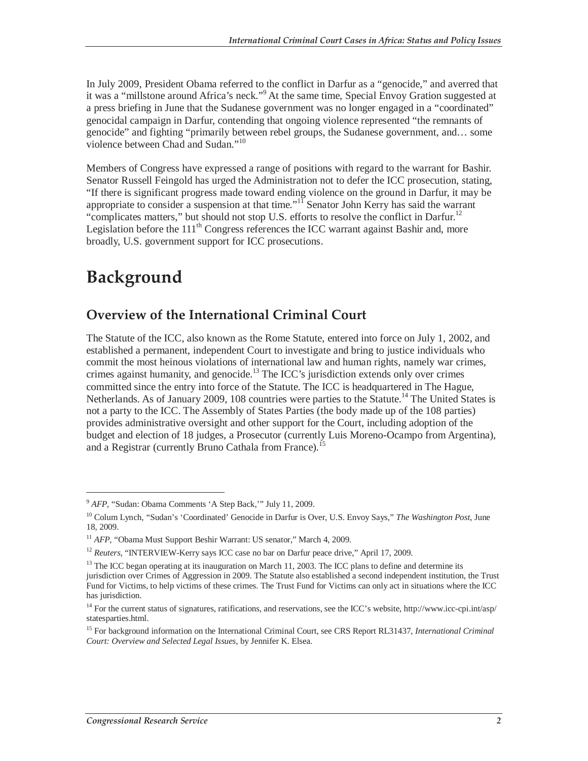In July 2009, President Obama referred to the conflict in Darfur as a "genocide," and averred that it was a "millstone around Africa's neck."[9] At the same time, Special Envoy Gration suggested at a press briefing in June that the Sudanese government was no longer engaged in a "coordinated" genocidal campaign in Darfur, contending that ongoing violence represented "the remnants of genocide" and fighting "primarily between rebel groups, the Sudanese government, and… some violence between Chad and Sudan."[10]

Members of Congress have expressed a range of positions with regard to the warrant for Bashir. Senator Russell Feingold has urged the Administration not to defer the ICC prosecution, stating, "If there is significant progress made toward ending violence on the ground in Darfur, it may be appropriate to consider a suspension at that time."[11] Senator John Kerry has said the warrant "complicates matters," but should not stop U.S. efforts to resolve the conflict in Darfur.[12] Legislation before the 111th Congress references the ICC warrant against Bashir and, more broadly, U.S. government support for ICC prosecutions.

# Background

## Overview of the International Criminal Court

The Statute of the ICC, also known as the Rome Statute, entered into force on July 1, 2002, and established a permanent, independent Court to investigate and bring to justice individuals who commit the most heinous violations of international law and human rights, namely war crimes, crimes against humanity, and genocide.[13] The ICC's jurisdiction extends only over crimes committed since the entry into force of the Statute. The ICC is headquartered in The Hague, Netherlands. As of January 2009, 108 countries were parties to the Statute.[14] The United States is not a party to the ICC. The Assembly of States Parties (the body made up of the 108 parties) provides administrative oversight and other support for the Court, including adoption of the budget and election of 18 judges, a Prosecutor (currently Luis Moreno-Ocampo from Argentina), and a Registrar (currently Bruno Cathala from France).[15]

---

[9] *AFP*, "Sudan: Obama Comments 'A Step Back,'" July 11, 2009.

[10] Colum Lynch, "Sudan's 'Coordinated' Genocide in Darfur is Over, U.S. Envoy Says," *The Washington Post*, June 18, 2009.

[11] *AFP*, "Obama Must Support Beshir Warrant: US senator," March 4, 2009.

[12] *Reuters*, "INTERVIEW-Kerry says ICC case no bar on Darfur peace drive," April 17, 2009.

[13] The ICC began operating at its inauguration on March 11, 2003. The ICC plans to define and determine its jurisdiction over Crimes of Aggression in 2009. The Statute also established a second independent institution, the Trust Fund for Victims, to help victims of these crimes. The Trust Fund for Victims can only act in situations where the ICC has jurisdiction.

[14] For the current status of signatures, ratifications, and reservations, see the ICC's website, http://www.icc-cpi.int/asp/statesparties.html.

[15] For background information on the International Criminal Court, see CRS Report RL31437, *International Criminal Court: Overview and Selected Legal Issues*, by Jennifer K. Elsea.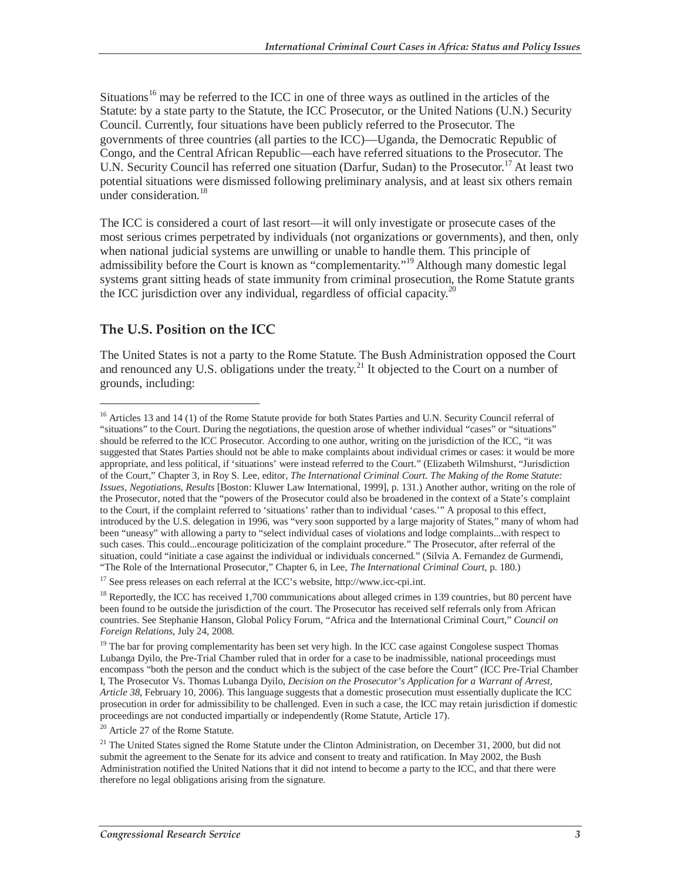Situations[16] may be referred to the ICC in one of three ways as outlined in the articles of the Statute: by a state party to the Statute, the ICC Prosecutor, or the United Nations (U.N.) Security Council. Currently, four situations have been publicly referred to the Prosecutor. The governments of three countries (all parties to the ICC)—Uganda, the Democratic Republic of Congo, and the Central African Republic—each have referred situations to the Prosecutor. The U.N. Security Council has referred one situation (Darfur, Sudan) to the Prosecutor.[17] At least two potential situations were dismissed following preliminary analysis, and at least six others remain under consideration.[18]

The ICC is considered a court of last resort—it will only investigate or prosecute cases of the most serious crimes perpetrated by individuals (not organizations or governments), and then, only when national judicial systems are unwilling or unable to handle them. This principle of admissibility before the Court is known as "complementarity."[19] Although many domestic legal systems grant sitting heads of state immunity from criminal prosecution, the Rome Statute grants the ICC jurisdiction over any individual, regardless of official capacity.[20]

## The U.S. Position on the ICC

The United States is not a party to the Rome Statute. The Bush Administration opposed the Court and renounced any U.S. obligations under the treaty.[21] It objected to the Court on a number of grounds, including:

---

[16] Articles 13 and 14 (1) of the Rome Statute provide for both States Parties and U.N. Security Council referral of "situations" to the Court. During the negotiations, the question arose of whether individual "cases" or "situations" should be referred to the ICC Prosecutor. According to one author, writing on the jurisdiction of the ICC, "it was suggested that States Parties should not be able to make complaints about individual crimes or cases: it would be more appropriate, and less political, if 'situations' were instead referred to the Court." (Elizabeth Wilmshurst, "Jurisdiction of the Court," Chapter 3, in Roy S. Lee, editor, *The International Criminal Court. The Making of the Rome Statute: Issues, Negotiations, Results* [Boston: Kluwer Law International, 1999], p. 131.) Another author, writing on the role of the Prosecutor, noted that the "powers of the Prosecutor could also be broadened in the context of a State's complaint to the Court, if the complaint referred to 'situations' rather than to individual 'cases.'" A proposal to this effect, introduced by the U.S. delegation in 1996, was "very soon supported by a large majority of States," many of whom had been "uneasy" with allowing a party to "select individual cases of violations and lodge complaints...with respect to such cases. This could...encourage politicization of the complaint procedure." The Prosecutor, after referral of the situation, could "initiate a case against the individual or individuals concerned." (Silvia A. Fernandez de Gurmendi, "The Role of the International Prosecutor," Chapter 6, in Lee, *The International Criminal Court*, p. 180.)

[17] See press releases on each referral at the ICC's website, http://www.icc-cpi.int.

[18] Reportedly, the ICC has received 1,700 communications about alleged crimes in 139 countries, but 80 percent have been found to be outside the jurisdiction of the court. The Prosecutor has received self referrals only from African countries. See Stephanie Hanson, Global Policy Forum, "Africa and the International Criminal Court," *Council on Foreign Relations*, July 24, 2008.

[19] The bar for proving complementarity has been set very high. In the ICC case against Congolese suspect Thomas Lubanga Dyilo, the Pre-Trial Chamber ruled that in order for a case to be inadmissible, national proceedings must encompass "both the person and the conduct which is the subject of the case before the Court" (ICC Pre-Trial Chamber I, The Prosecutor Vs. Thomas Lubanga Dyilo, *Decision on the Prosecutor's Application for a Warrant of Arrest, Article 38*, February 10, 2006). This language suggests that a domestic prosecution must essentially duplicate the ICC prosecution in order for admissibility to be challenged. Even in such a case, the ICC may retain jurisdiction if domestic proceedings are not conducted impartially or independently (Rome Statute, Article 17).

[20] Article 27 of the Rome Statute.

[21] The United States signed the Rome Statute under the Clinton Administration, on December 31, 2000, but did not submit the agreement to the Senate for its advice and consent to treaty and ratification. In May 2002, the Bush Administration notified the United Nations that it did not intend to become a party to the ICC, and that there were therefore no legal obligations arising from the signature.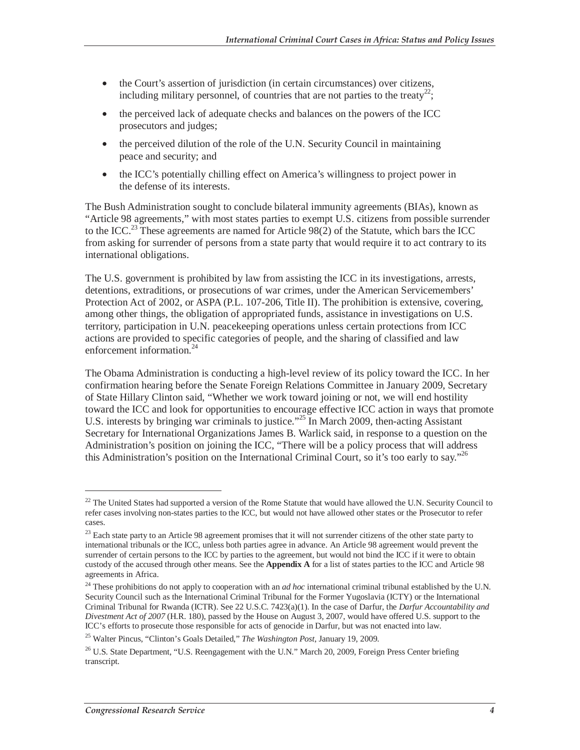- the Court's assertion of jurisdiction (in certain circumstances) over citizens, including military personnel, of countries that are not parties to the treaty[22];
- the perceived lack of adequate checks and balances on the powers of the ICC prosecutors and judges;
- the perceived dilution of the role of the U.N. Security Council in maintaining peace and security; and
- the ICC's potentially chilling effect on America's willingness to project power in the defense of its interests.

The Bush Administration sought to conclude bilateral immunity agreements (BIAs), known as "Article 98 agreements," with most states parties to exempt U.S. citizens from possible surrender to the ICC.[23] These agreements are named for Article 98(2) of the Statute, which bars the ICC from asking for surrender of persons from a state party that would require it to act contrary to its international obligations.

The U.S. government is prohibited by law from assisting the ICC in its investigations, arrests, detentions, extraditions, or prosecutions of war crimes, under the American Servicemembers' Protection Act of 2002, or ASPA (P.L. 107-206, Title II). The prohibition is extensive, covering, among other things, the obligation of appropriated funds, assistance in investigations on U.S. territory, participation in U.N. peacekeeping operations unless certain protections from ICC actions are provided to specific categories of people, and the sharing of classified and law enforcement information.[24]

The Obama Administration is conducting a high-level review of its policy toward the ICC. In her confirmation hearing before the Senate Foreign Relations Committee in January 2009, Secretary of State Hillary Clinton said, "Whether we work toward joining or not, we will end hostility toward the ICC and look for opportunities to encourage effective ICC action in ways that promote U.S. interests by bringing war criminals to justice."[25] In March 2009, then-acting Assistant Secretary for International Organizations James B. Warlick said, in response to a question on the Administration's position on joining the ICC, "There will be a policy process that will address this Administration's position on the International Criminal Court, so it's too early to say."[26]

---

[22] The United States had supported a version of the Rome Statute that would have allowed the U.N. Security Council to refer cases involving non-states parties to the ICC, but would not have allowed other states or the Prosecutor to refer cases.

[23] Each state party to an Article 98 agreement promises that it will not surrender citizens of the other state party to international tribunals or the ICC, unless both parties agree in advance. An Article 98 agreement would prevent the surrender of certain persons to the ICC by parties to the agreement, but would not bind the ICC if it were to obtain custody of the accused through other means. See the **Appendix A** for a list of states parties to the ICC and Article 98 agreements in Africa.

[24] These prohibitions do not apply to cooperation with an *ad hoc* international criminal tribunal established by the U.N. Security Council such as the International Criminal Tribunal for the Former Yugoslavia (ICTY) or the International Criminal Tribunal for Rwanda (ICTR). See 22 U.S.C. 7423(a)(1). In the case of Darfur, the *Darfur Accountability and Divestment Act of 2007* (H.R. 180), passed by the House on August 3, 2007, would have offered U.S. support to the ICC's efforts to prosecute those responsible for acts of genocide in Darfur, but was not enacted into law.

[25] Walter Pincus, "Clinton's Goals Detailed," *The Washington Post*, January 19, 2009.

[26] U.S. State Department, "U.S. Reengagement with the U.N." March 20, 2009, Foreign Press Center briefing transcript.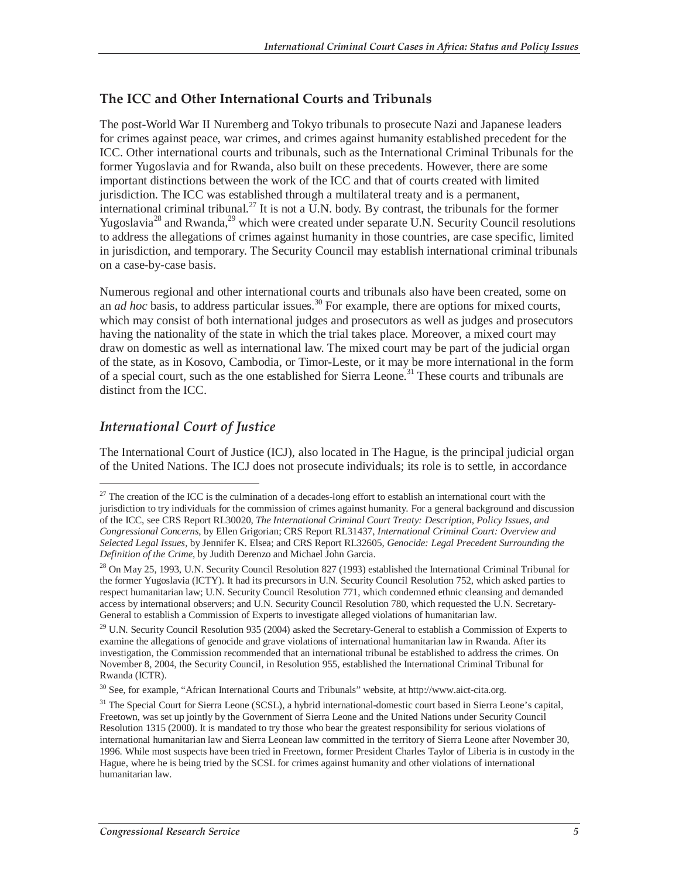## The ICC and Other International Courts and Tribunals

The post-World War II Nuremberg and Tokyo tribunals to prosecute Nazi and Japanese leaders for crimes against peace, war crimes, and crimes against humanity established precedent for the ICC. Other international courts and tribunals, such as the International Criminal Tribunals for the former Yugoslavia and for Rwanda, also built on these precedents. However, there are some important distinctions between the work of the ICC and that of courts created with limited jurisdiction. The ICC was established through a multilateral treaty and is a permanent, international criminal tribunal.[27] It is not a U.N. body. By contrast, the tribunals for the former Yugoslavia[28] and Rwanda,[29] which were created under separate U.N. Security Council resolutions to address the allegations of crimes against humanity in those countries, are case specific, limited in jurisdiction, and temporary. The Security Council may establish international criminal tribunals on a case-by-case basis.

Numerous regional and other international courts and tribunals also have been created, some on an *ad hoc* basis, to address particular issues.[30] For example, there are options for mixed courts, which may consist of both international judges and prosecutors as well as judges and prosecutors having the nationality of the state in which the trial takes place. Moreover, a mixed court may draw on domestic as well as international law. The mixed court may be part of the judicial organ of the state, as in Kosovo, Cambodia, or Timor-Leste, or it may be more international in the form of a special court, such as the one established for Sierra Leone.[31] These courts and tribunals are distinct from the ICC.

### *International Court of Justice*

The International Court of Justice (ICJ), also located in The Hague, is the principal judicial organ of the United Nations. The ICJ does not prosecute individuals; its role is to settle, in accordance

---

[27] The creation of the ICC is the culmination of a decades-long effort to establish an international court with the jurisdiction to try individuals for the commission of crimes against humanity. For a general background and discussion of the ICC, see CRS Report RL30020, *The International Criminal Court Treaty: Description, Policy Issues, and Congressional Concerns*, by Ellen Grigorian; CRS Report RL31437, *International Criminal Court: Overview and Selected Legal Issues*, by Jennifer K. Elsea; and CRS Report RL32605, *Genocide: Legal Precedent Surrounding the Definition of the Crime*, by Judith Derenzo and Michael John Garcia.

[28] On May 25, 1993, U.N. Security Council Resolution 827 (1993) established the International Criminal Tribunal for the former Yugoslavia (ICTY). It had its precursors in U.N. Security Council Resolution 752, which asked parties to respect humanitarian law; U.N. Security Council Resolution 771, which condemned ethnic cleansing and demanded access by international observers; and U.N. Security Council Resolution 780, which requested the U.N. Secretary-General to establish a Commission of Experts to investigate alleged violations of humanitarian law.

[29] U.N. Security Council Resolution 935 (2004) asked the Secretary-General to establish a Commission of Experts to examine the allegations of genocide and grave violations of international humanitarian law in Rwanda. After its investigation, the Commission recommended that an international tribunal be established to address the crimes. On November 8, 2004, the Security Council, in Resolution 955, established the International Criminal Tribunal for Rwanda (ICTR).

[30] See, for example, "African International Courts and Tribunals" website, at http://www.aict-cita.org.

[31] The Special Court for Sierra Leone (SCSL), a hybrid international-domestic court based in Sierra Leone's capital, Freetown, was set up jointly by the Government of Sierra Leone and the United Nations under Security Council Resolution 1315 (2000). It is mandated to try those who bear the greatest responsibility for serious violations of international humanitarian law and Sierra Leonean law committed in the territory of Sierra Leone after November 30, 1996. While most suspects have been tried in Freetown, former President Charles Taylor of Liberia is in custody in the Hague, where he is being tried by the SCSL for crimes against humanity and other violations of international humanitarian law.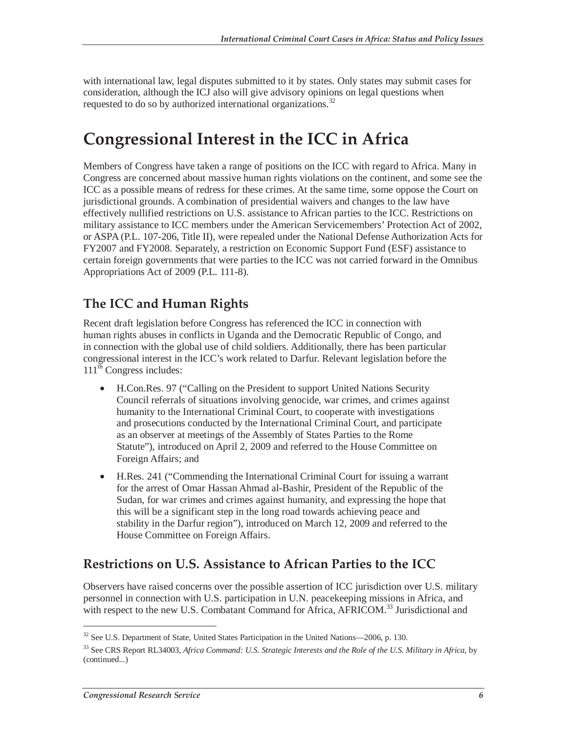with international law, legal disputes submitted to it by states. Only states may submit cases for consideration, although the ICJ also will give advisory opinions on legal questions when requested to do so by authorized international organizations.[32]

# Congressional Interest in the ICC in Africa

Members of Congress have taken a range of positions on the ICC with regard to Africa. Many in Congress are concerned about massive human rights violations on the continent, and some see the ICC as a possible means of redress for these crimes. At the same time, some oppose the Court on jurisdictional grounds. A combination of presidential waivers and changes to the law have effectively nullified restrictions on U.S. assistance to African parties to the ICC. Restrictions on military assistance to ICC members under the American Servicemembers' Protection Act of 2002, or ASPA (P.L. 107-206, Title II), were repealed under the National Defense Authorization Acts for FY2007 and FY2008. Separately, a restriction on Economic Support Fund (ESF) assistance to certain foreign governments that were parties to the ICC was not carried forward in the Omnibus Appropriations Act of 2009 (P.L. 111-8).

## The ICC and Human Rights

Recent draft legislation before Congress has referenced the ICC in connection with human rights abuses in conflicts in Uganda and the Democratic Republic of Congo, and in connection with the global use of child soldiers. Additionally, there has been particular congressional interest in the ICC's work related to Darfur. Relevant legislation before the 111th Congress includes:

- H.Con.Res. 97 ("Calling on the President to support United Nations Security Council referrals of situations involving genocide, war crimes, and crimes against humanity to the International Criminal Court, to cooperate with investigations and prosecutions conducted by the International Criminal Court, and participate as an observer at meetings of the Assembly of States Parties to the Rome Statute"), introduced on April 2, 2009 and referred to the House Committee on Foreign Affairs; and
- H.Res. 241 ("Commending the International Criminal Court for issuing a warrant for the arrest of Omar Hassan Ahmad al-Bashir, President of the Republic of the Sudan, for war crimes and crimes against humanity, and expressing the hope that this will be a significant step in the long road towards achieving peace and stability in the Darfur region"), introduced on March 12, 2009 and referred to the House Committee on Foreign Affairs.

## Restrictions on U.S. Assistance to African Parties to the ICC

Observers have raised concerns over the possible assertion of ICC jurisdiction over U.S. military personnel in connection with U.S. participation in U.N. peacekeeping missions in Africa, and with respect to the new U.S. Combatant Command for Africa, AFRICOM.[33] Jurisdictional and

---

[32] See U.S. Department of State, United States Participation in the United Nations—2006, p. 130.

[33] See CRS Report RL34003, *Africa Command: U.S. Strategic Interests and the Role of the U.S. Military in Africa*, by (continued...)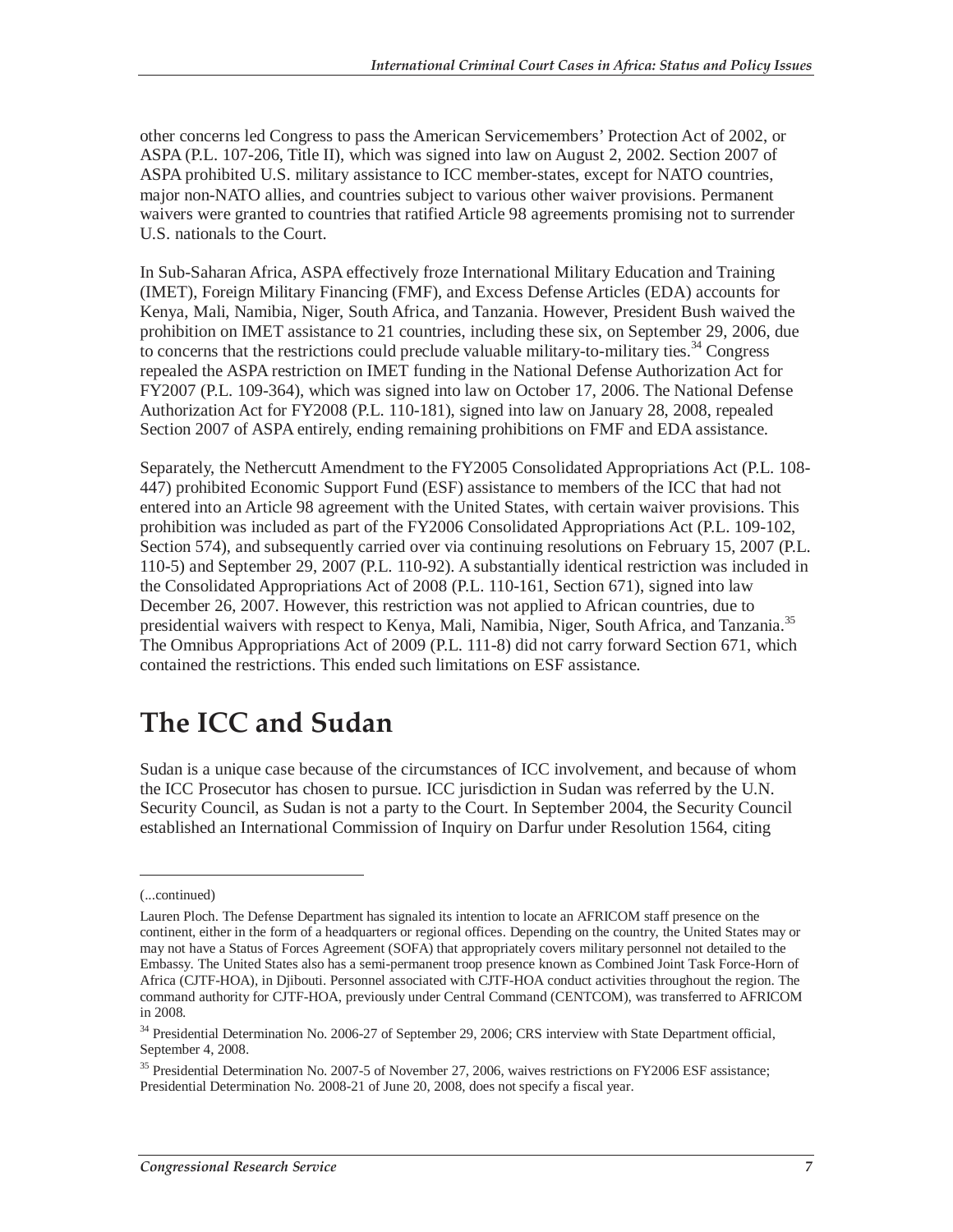other concerns led Congress to pass the American Servicemembers' Protection Act of 2002, or ASPA (P.L. 107-206, Title II), which was signed into law on August 2, 2002. Section 2007 of ASPA prohibited U.S. military assistance to ICC member-states, except for NATO countries, major non-NATO allies, and countries subject to various other waiver provisions. Permanent waivers were granted to countries that ratified Article 98 agreements promising not to surrender U.S. nationals to the Court.

In Sub-Saharan Africa, ASPA effectively froze International Military Education and Training (IMET), Foreign Military Financing (FMF), and Excess Defense Articles (EDA) accounts for Kenya, Mali, Namibia, Niger, South Africa, and Tanzania. However, President Bush waived the prohibition on IMET assistance to 21 countries, including these six, on September 29, 2006, due to concerns that the restrictions could preclude valuable military-to-military ties.[34] Congress repealed the ASPA restriction on IMET funding in the National Defense Authorization Act for FY2007 (P.L. 109-364), which was signed into law on October 17, 2006. The National Defense Authorization Act for FY2008 (P.L. 110-181), signed into law on January 28, 2008, repealed Section 2007 of ASPA entirely, ending remaining prohibitions on FMF and EDA assistance.

Separately, the Nethercutt Amendment to the FY2005 Consolidated Appropriations Act (P.L. 108-447) prohibited Economic Support Fund (ESF) assistance to members of the ICC that had not entered into an Article 98 agreement with the United States, with certain waiver provisions. This prohibition was included as part of the FY2006 Consolidated Appropriations Act (P.L. 109-102, Section 574), and subsequently carried over via continuing resolutions on February 15, 2007 (P.L. 110-5) and September 29, 2007 (P.L. 110-92). A substantially identical restriction was included in the Consolidated Appropriations Act of 2008 (P.L. 110-161, Section 671), signed into law December 26, 2007. However, this restriction was not applied to African countries, due to presidential waivers with respect to Kenya, Mali, Namibia, Niger, South Africa, and Tanzania.[35] The Omnibus Appropriations Act of 2009 (P.L. 111-8) did not carry forward Section 671, which contained the restrictions. This ended such limitations on ESF assistance.

# The ICC and Sudan

Sudan is a unique case because of the circumstances of ICC involvement, and because of whom the ICC Prosecutor has chosen to pursue. ICC jurisdiction in Sudan was referred by the U.N. Security Council, as Sudan is not a party to the Court. In September 2004, the Security Council established an International Commission of Inquiry on Darfur under Resolution 1564, citing

---

(...continued)

Lauren Ploch. The Defense Department has signaled its intention to locate an AFRICOM staff presence on the continent, either in the form of a headquarters or regional offices. Depending on the country, the United States may or may not have a Status of Forces Agreement (SOFA) that appropriately covers military personnel not detailed to the Embassy. The United States also has a semi-permanent troop presence known as Combined Joint Task Force-Horn of Africa (CJTF-HOA), in Djibouti. Personnel associated with CJTF-HOA conduct activities throughout the region. The command authority for CJTF-HOA, previously under Central Command (CENTCOM), was transferred to AFRICOM in 2008.

[34] Presidential Determination No. 2006-27 of September 29, 2006; CRS interview with State Department official, September 4, 2008.

[35] Presidential Determination No. 2007-5 of November 27, 2006, waives restrictions on FY2006 ESF assistance; Presidential Determination No. 2008-21 of June 20, 2008, does not specify a fiscal year.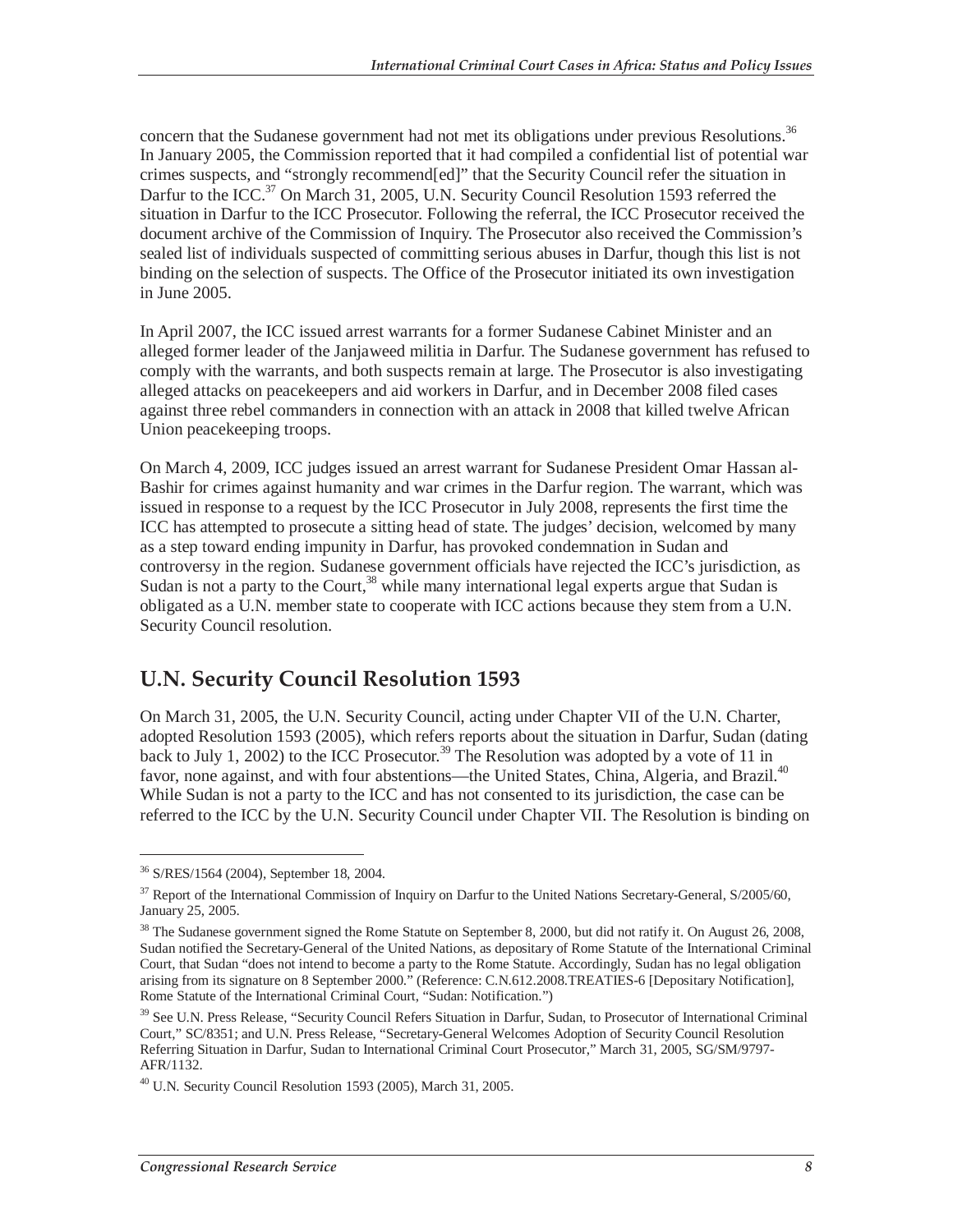concern that the Sudanese government had not met its obligations under previous Resolutions.[36] In January 2005, the Commission reported that it had compiled a confidential list of potential war crimes suspects, and "strongly recommend[ed]" that the Security Council refer the situation in Darfur to the ICC.[37] On March 31, 2005, U.N. Security Council Resolution 1593 referred the situation in Darfur to the ICC Prosecutor. Following the referral, the ICC Prosecutor received the document archive of the Commission of Inquiry. The Prosecutor also received the Commission's sealed list of individuals suspected of committing serious abuses in Darfur, though this list is not binding on the selection of suspects. The Office of the Prosecutor initiated its own investigation in June 2005.

In April 2007, the ICC issued arrest warrants for a former Sudanese Cabinet Minister and an alleged former leader of the Janjaweed militia in Darfur. The Sudanese government has refused to comply with the warrants, and both suspects remain at large. The Prosecutor is also investigating alleged attacks on peacekeepers and aid workers in Darfur, and in December 2008 filed cases against three rebel commanders in connection with an attack in 2008 that killed twelve African Union peacekeeping troops.

On March 4, 2009, ICC judges issued an arrest warrant for Sudanese President Omar Hassan al-Bashir for crimes against humanity and war crimes in the Darfur region. The warrant, which was issued in response to a request by the ICC Prosecutor in July 2008, represents the first time the ICC has attempted to prosecute a sitting head of state. The judges' decision, welcomed by many as a step toward ending impunity in Darfur, has provoked condemnation in Sudan and controversy in the region. Sudanese government officials have rejected the ICC's jurisdiction, as Sudan is not a party to the Court,[38] while many international legal experts argue that Sudan is obligated as a U.N. member state to cooperate with ICC actions because they stem from a U.N. Security Council resolution.

## U.N. Security Council Resolution 1593

On March 31, 2005, the U.N. Security Council, acting under Chapter VII of the U.N. Charter, adopted Resolution 1593 (2005), which refers reports about the situation in Darfur, Sudan (dating back to July 1, 2002) to the ICC Prosecutor.[39] The Resolution was adopted by a vote of 11 in favor, none against, and with four abstentions—the United States, China, Algeria, and Brazil.[40] While Sudan is not a party to the ICC and has not consented to its jurisdiction, the case can be referred to the ICC by the U.N. Security Council under Chapter VII. The Resolution is binding on

---

[36] S/RES/1564 (2004), September 18, 2004.

[37] Report of the International Commission of Inquiry on Darfur to the United Nations Secretary-General, S/2005/60, January 25, 2005.

[38] The Sudanese government signed the Rome Statute on September 8, 2000, but did not ratify it. On August 26, 2008, Sudan notified the Secretary-General of the United Nations, as depositary of Rome Statute of the International Criminal Court, that Sudan "does not intend to become a party to the Rome Statute. Accordingly, Sudan has no legal obligation arising from its signature on 8 September 2000." (Reference: C.N.612.2008.TREATIES-6 [Depositary Notification], Rome Statute of the International Criminal Court, "Sudan: Notification.")

[39] See U.N. Press Release, "Security Council Refers Situation in Darfur, Sudan, to Prosecutor of International Criminal Court," SC/8351; and U.N. Press Release, "Secretary-General Welcomes Adoption of Security Council Resolution Referring Situation in Darfur, Sudan to International Criminal Court Prosecutor," March 31, 2005, SG/SM/9797-AFR/1132.

[40] U.N. Security Council Resolution 1593 (2005), March 31, 2005.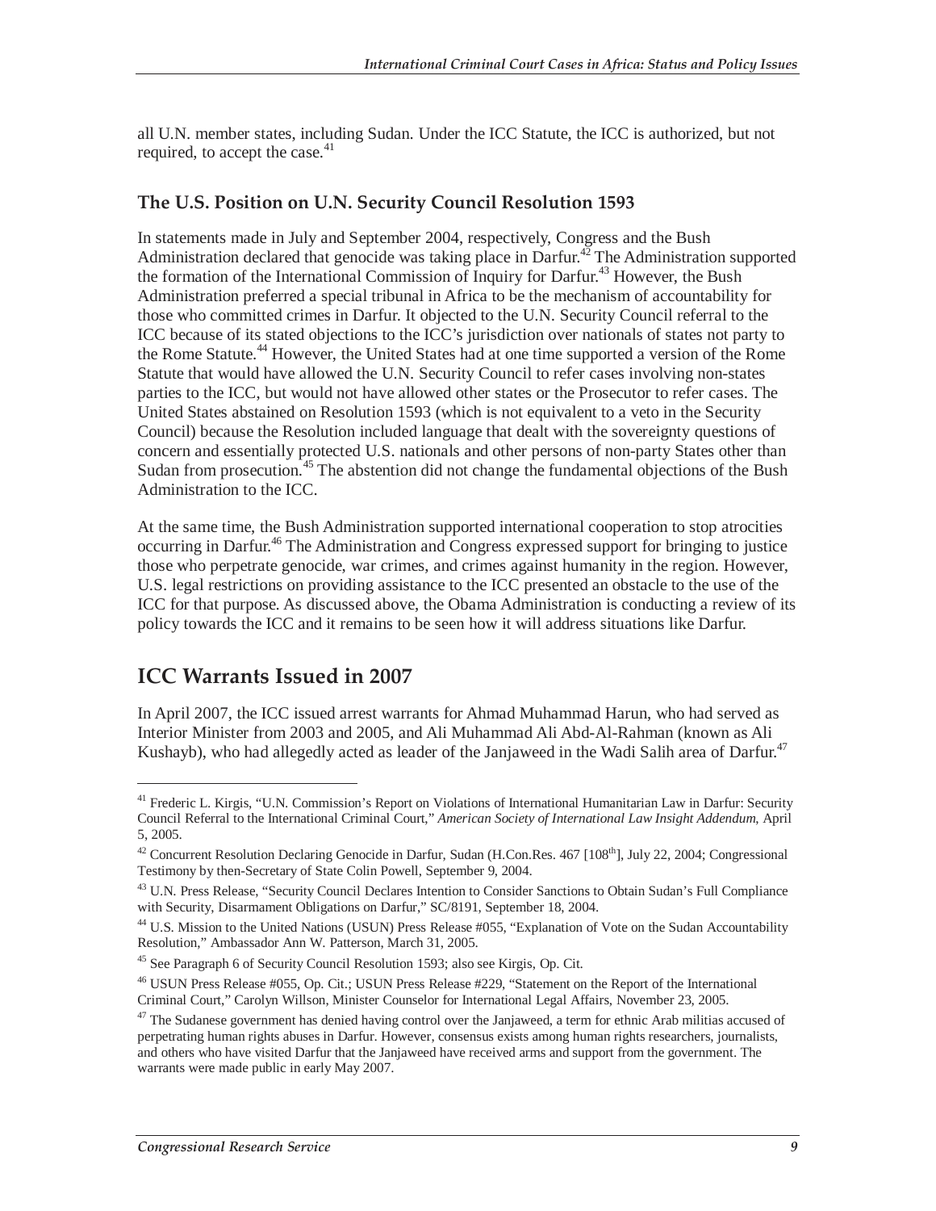all U.N. member states, including Sudan. Under the ICC Statute, the ICC is authorized, but not required, to accept the case.[41]

### The U.S. Position on U.N. Security Council Resolution 1593

In statements made in July and September 2004, respectively, Congress and the Bush Administration declared that genocide was taking place in Darfur.[42] The Administration supported the formation of the International Commission of Inquiry for Darfur.[43] However, the Bush Administration preferred a special tribunal in Africa to be the mechanism of accountability for those who committed crimes in Darfur. It objected to the U.N. Security Council referral to the ICC because of its stated objections to the ICC's jurisdiction over nationals of states not party to the Rome Statute.[44] However, the United States had at one time supported a version of the Rome Statute that would have allowed the U.N. Security Council to refer cases involving non-states parties to the ICC, but would not have allowed other states or the Prosecutor to refer cases. The United States abstained on Resolution 1593 (which is not equivalent to a veto in the Security Council) because the Resolution included language that dealt with the sovereignty questions of concern and essentially protected U.S. nationals and other persons of non-party States other than Sudan from prosecution.[45] The abstention did not change the fundamental objections of the Bush Administration to the ICC.

At the same time, the Bush Administration supported international cooperation to stop atrocities occurring in Darfur.[46] The Administration and Congress expressed support for bringing to justice those who perpetrate genocide, war crimes, and crimes against humanity in the region. However, U.S. legal restrictions on providing assistance to the ICC presented an obstacle to the use of the ICC for that purpose. As discussed above, the Obama Administration is conducting a review of its policy towards the ICC and it remains to be seen how it will address situations like Darfur.

## ICC Warrants Issued in 2007

In April 2007, the ICC issued arrest warrants for Ahmad Muhammad Harun, who had served as Interior Minister from 2003 and 2005, and Ali Muhammad Ali Abd-Al-Rahman (known as Ali Kushayb), who had allegedly acted as leader of the Janjaweed in the Wadi Salih area of Darfur.[47]

---

[41] Frederic L. Kirgis, "U.N. Commission's Report on Violations of International Humanitarian Law in Darfur: Security Council Referral to the International Criminal Court," *American Society of International Law Insight Addendum*, April 5, 2005.

[42] Concurrent Resolution Declaring Genocide in Darfur, Sudan (H.Con.Res. 467 [108th], July 22, 2004; Congressional Testimony by then-Secretary of State Colin Powell, September 9, 2004.

[43] U.N. Press Release, "Security Council Declares Intention to Consider Sanctions to Obtain Sudan's Full Compliance with Security, Disarmament Obligations on Darfur," SC/8191, September 18, 2004.

[44] U.S. Mission to the United Nations (USUN) Press Release #055, "Explanation of Vote on the Sudan Accountability Resolution," Ambassador Ann W. Patterson, March 31, 2005.

[45] See Paragraph 6 of Security Council Resolution 1593; also see Kirgis, Op. Cit.

[46] USUN Press Release #055, Op. Cit.; USUN Press Release #229, "Statement on the Report of the International Criminal Court," Carolyn Willson, Minister Counselor for International Legal Affairs, November 23, 2005.

[47] The Sudanese government has denied having control over the Janjaweed, a term for ethnic Arab militias accused of perpetrating human rights abuses in Darfur. However, consensus exists among human rights researchers, journalists, and others who have visited Darfur that the Janjaweed have received arms and support from the government. The warrants were made public in early May 2007.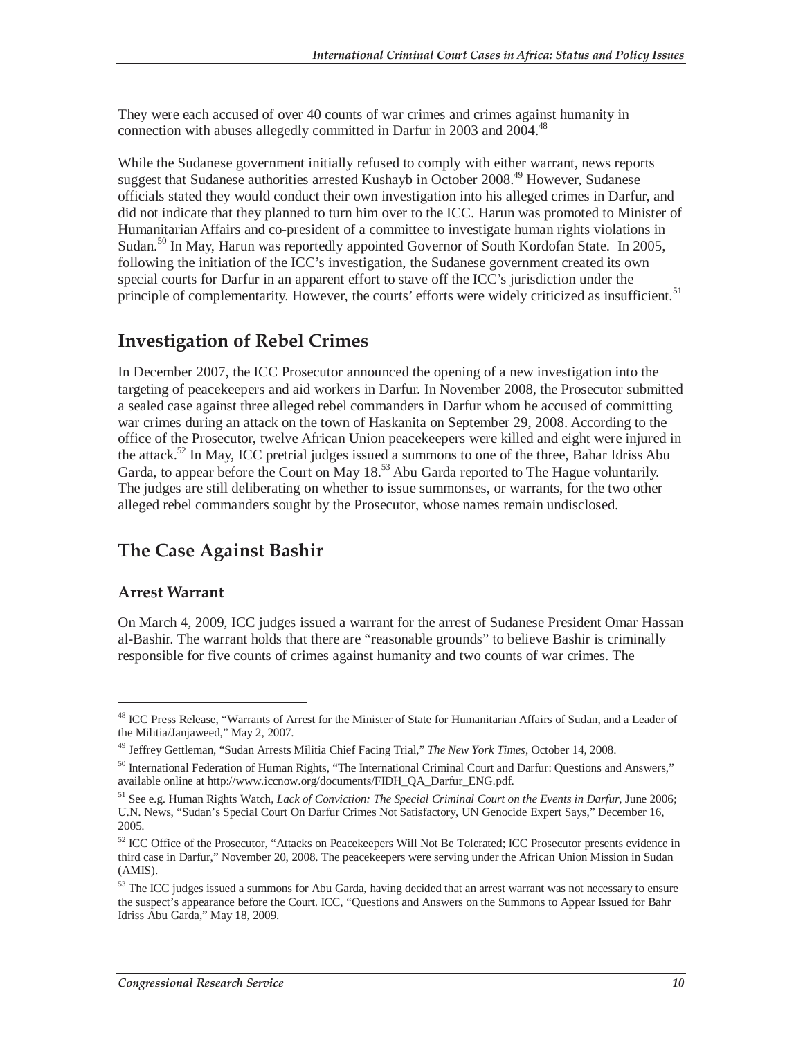They were each accused of over 40 counts of war crimes and crimes against humanity in connection with abuses allegedly committed in Darfur in 2003 and 2004.[48]

While the Sudanese government initially refused to comply with either warrant, news reports suggest that Sudanese authorities arrested Kushayb in October 2008.[49] However, Sudanese officials stated they would conduct their own investigation into his alleged crimes in Darfur, and did not indicate that they planned to turn him over to the ICC. Harun was promoted to Minister of Humanitarian Affairs and co-president of a committee to investigate human rights violations in Sudan.[50] In May, Harun was reportedly appointed Governor of South Kordofan State. In 2005, following the initiation of the ICC's investigation, the Sudanese government created its own special courts for Darfur in an apparent effort to stave off the ICC's jurisdiction under the principle of complementarity. However, the courts' efforts were widely criticized as insufficient.[51]

## Investigation of Rebel Crimes

In December 2007, the ICC Prosecutor announced the opening of a new investigation into the targeting of peacekeepers and aid workers in Darfur. In November 2008, the Prosecutor submitted a sealed case against three alleged rebel commanders in Darfur whom he accused of committing war crimes during an attack on the town of Haskanita on September 29, 2008. According to the office of the Prosecutor, twelve African Union peacekeepers were killed and eight were injured in the attack.[52] In May, ICC pretrial judges issued a summons to one of the three, Bahar Idriss Abu Garda, to appear before the Court on May 18.[53] Abu Garda reported to The Hague voluntarily. The judges are still deliberating on whether to issue summonses, or warrants, for the two other alleged rebel commanders sought by the Prosecutor, whose names remain undisclosed.

## The Case Against Bashir

### Arrest Warrant

On March 4, 2009, ICC judges issued a warrant for the arrest of Sudanese President Omar Hassan al-Bashir. The warrant holds that there are "reasonable grounds" to believe Bashir is criminally responsible for five counts of crimes against humanity and two counts of war crimes. The

---

[48] ICC Press Release, "Warrants of Arrest for the Minister of State for Humanitarian Affairs of Sudan, and a Leader of the Militia/Janjaweed," May 2, 2007.

[49] Jeffrey Gettleman, "Sudan Arrests Militia Chief Facing Trial," *The New York Times*, October 14, 2008.

[50] International Federation of Human Rights, "The International Criminal Court and Darfur: Questions and Answers," available online at http://www.iccnow.org/documents/FIDH_QA_Darfur_ENG.pdf.

[51] See e.g. Human Rights Watch, *Lack of Conviction: The Special Criminal Court on the Events in Darfur*, June 2006; U.N. News, "Sudan's Special Court On Darfur Crimes Not Satisfactory, UN Genocide Expert Says," December 16, 2005.

[52] ICC Office of the Prosecutor, "Attacks on Peacekeepers Will Not Be Tolerated; ICC Prosecutor presents evidence in third case in Darfur," November 20, 2008. The peacekeepers were serving under the African Union Mission in Sudan (AMIS).

[53] The ICC judges issued a summons for Abu Garda, having decided that an arrest warrant was not necessary to ensure the suspect's appearance before the Court. ICC, "Questions and Answers on the Summons to Appear Issued for Bahr Idriss Abu Garda," May 18, 2009.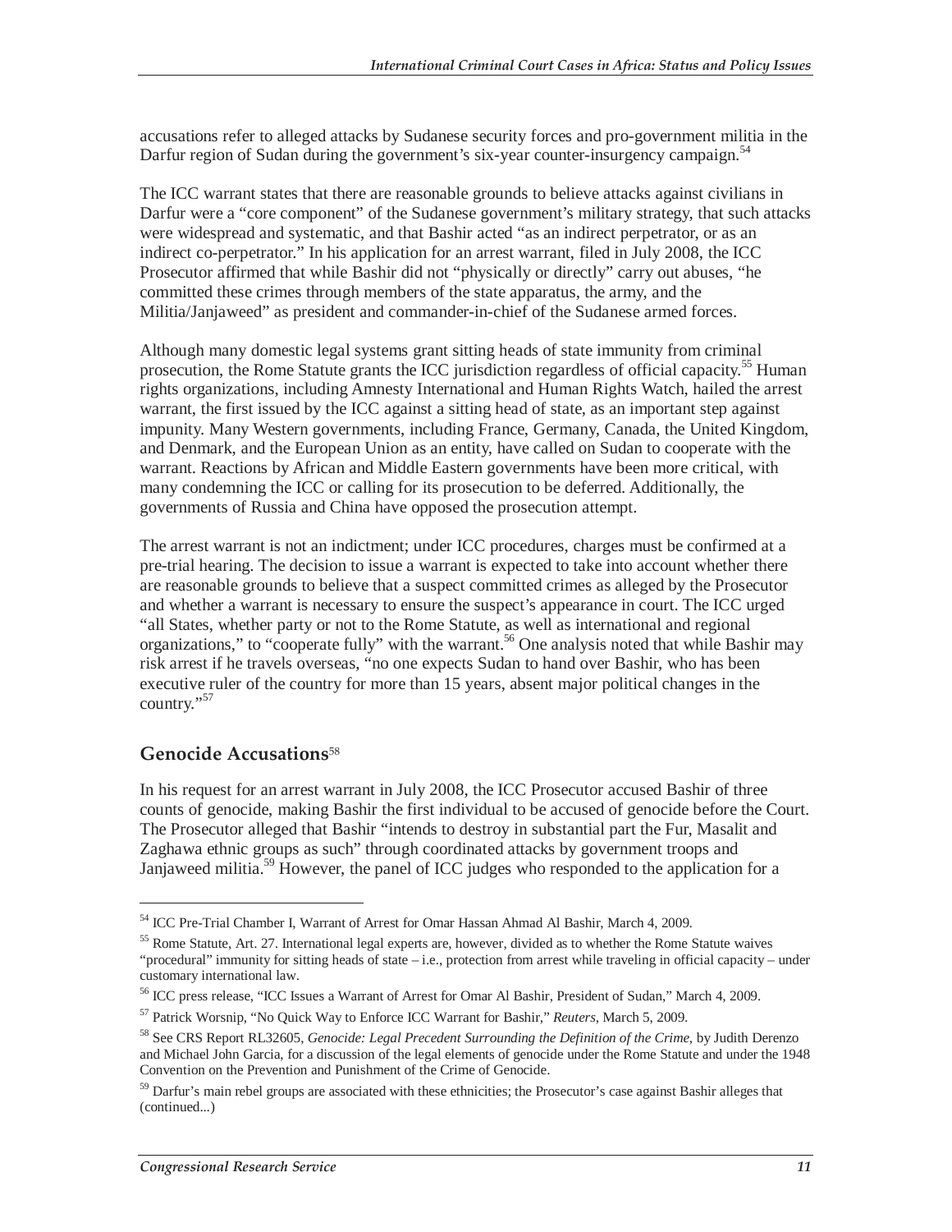accusations refer to alleged attacks by Sudanese security forces and pro-government militia in the Darfur region of Sudan during the government's six-year counter-insurgency campaign.[54]

The ICC warrant states that there are reasonable grounds to believe attacks against civilians in Darfur were a "core component" of the Sudanese government's military strategy, that such attacks were widespread and systematic, and that Bashir acted "as an indirect perpetrator, or as an indirect co-perpetrator." In his application for an arrest warrant, filed in July 2008, the ICC Prosecutor affirmed that while Bashir did not "physically or directly" carry out abuses, "he committed these crimes through members of the state apparatus, the army, and the Militia/Janjaweed" as president and commander-in-chief of the Sudanese armed forces.

Although many domestic legal systems grant sitting heads of state immunity from criminal prosecution, the Rome Statute grants the ICC jurisdiction regardless of official capacity.[55] Human rights organizations, including Amnesty International and Human Rights Watch, hailed the arrest warrant, the first issued by the ICC against a sitting head of state, as an important step against impunity. Many Western governments, including France, Germany, Canada, the United Kingdom, and Denmark, and the European Union as an entity, have called on Sudan to cooperate with the warrant. Reactions by African and Middle Eastern governments have been more critical, with many condemning the ICC or calling for its prosecution to be deferred. Additionally, the governments of Russia and China have opposed the prosecution attempt.

The arrest warrant is not an indictment; under ICC procedures, charges must be confirmed at a pre-trial hearing. The decision to issue a warrant is expected to take into account whether there are reasonable grounds to believe that a suspect committed crimes as alleged by the Prosecutor and whether a warrant is necessary to ensure the suspect's appearance in court. The ICC urged "all States, whether party or not to the Rome Statute, as well as international and regional organizations," to "cooperate fully" with the warrant.[56] One analysis noted that while Bashir may risk arrest if he travels overseas, "no one expects Sudan to hand over Bashir, who has been executive ruler of the country for more than 15 years, absent major political changes in the country."[57]

## Genocide Accusations[58]

In his request for an arrest warrant in July 2008, the ICC Prosecutor accused Bashir of three counts of genocide, making Bashir the first individual to be accused of genocide before the Court. The Prosecutor alleged that Bashir "intends to destroy in substantial part the Fur, Masalit and Zaghawa ethnic groups as such" through coordinated attacks by government troops and Janjaweed militia.[59] However, the panel of ICC judges who responded to the application for a

---

[54] ICC Pre-Trial Chamber I, Warrant of Arrest for Omar Hassan Ahmad Al Bashir, March 4, 2009.

[55] Rome Statute, Art. 27. International legal experts are, however, divided as to whether the Rome Statute waives "procedural" immunity for sitting heads of state – i.e., protection from arrest while traveling in official capacity – under customary international law.

[56] ICC press release, "ICC Issues a Warrant of Arrest for Omar Al Bashir, President of Sudan," March 4, 2009.

[57] Patrick Worsnip, "No Quick Way to Enforce ICC Warrant for Bashir," *Reuters*, March 5, 2009.

[58] See CRS Report RL32605, *Genocide: Legal Precedent Surrounding the Definition of the Crime*, by Judith Derenzo and Michael John Garcia, for a discussion of the legal elements of genocide under the Rome Statute and under the 1948 Convention on the Prevention and Punishment of the Crime of Genocide.

[59] Darfur's main rebel groups are associated with these ethnicities; the Prosecutor's case against Bashir alleges that (continued...)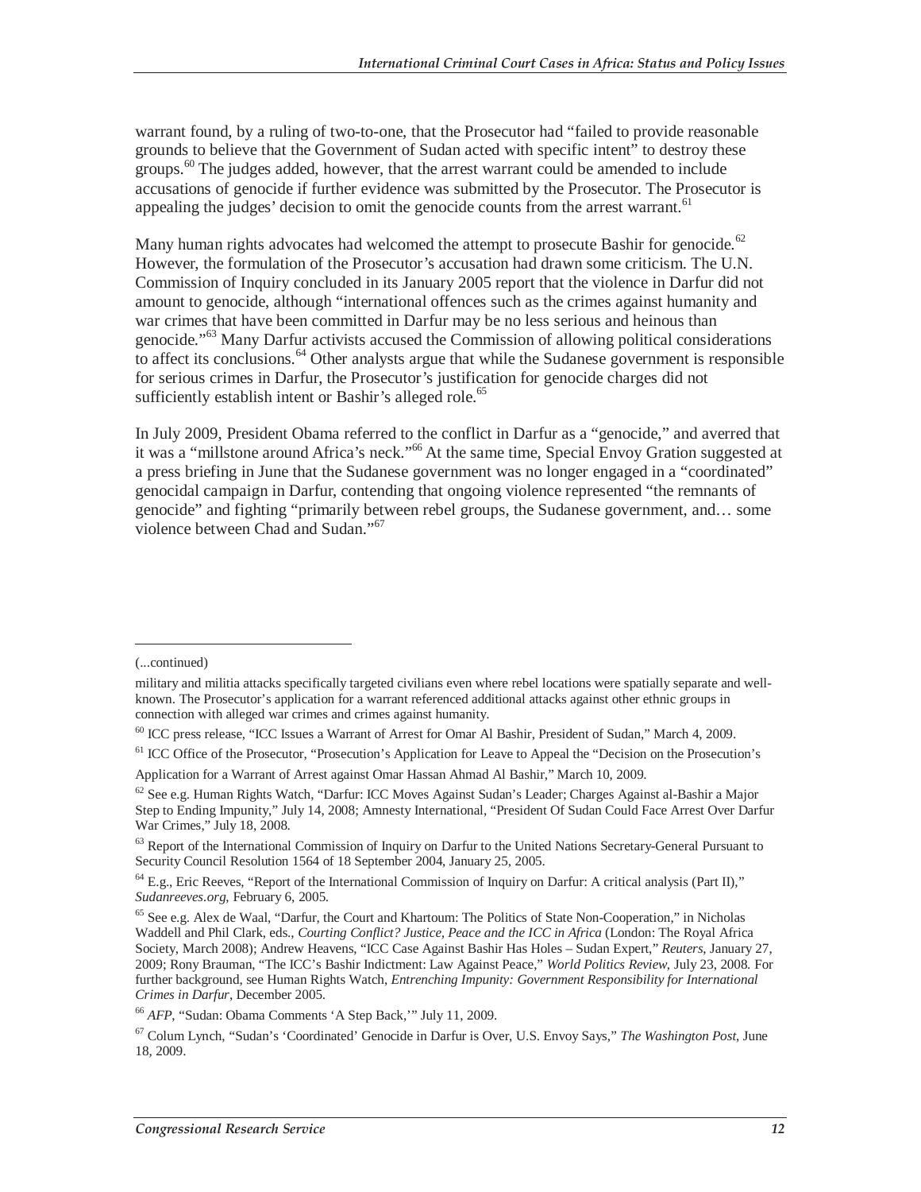warrant found, by a ruling of two-to-one, that the Prosecutor had "failed to provide reasonable grounds to believe that the Government of Sudan acted with specific intent" to destroy these groups.[60] The judges added, however, that the arrest warrant could be amended to include accusations of genocide if further evidence was submitted by the Prosecutor. The Prosecutor is appealing the judges' decision to omit the genocide counts from the arrest warrant.[61]

Many human rights advocates had welcomed the attempt to prosecute Bashir for genocide.[62] However, the formulation of the Prosecutor's accusation had drawn some criticism. The U.N. Commission of Inquiry concluded in its January 2005 report that the violence in Darfur did not amount to genocide, although "international offences such as the crimes against humanity and war crimes that have been committed in Darfur may be no less serious and heinous than genocide."[63] Many Darfur activists accused the Commission of allowing political considerations to affect its conclusions.[64] Other analysts argue that while the Sudanese government is responsible for serious crimes in Darfur, the Prosecutor's justification for genocide charges did not sufficiently establish intent or Bashir's alleged role.[65]

In July 2009, President Obama referred to the conflict in Darfur as a "genocide," and averred that it was a "millstone around Africa's neck."[66] At the same time, Special Envoy Gration suggested at a press briefing in June that the Sudanese government was no longer engaged in a "coordinated" genocidal campaign in Darfur, contending that ongoing violence represented "the remnants of genocide" and fighting "primarily between rebel groups, the Sudanese government, and… some violence between Chad and Sudan."[67]

---

(...continued)

military and militia attacks specifically targeted civilians even where rebel locations were spatially separate and well-known. The Prosecutor's application for a warrant referenced additional attacks against other ethnic groups in connection with alleged war crimes and crimes against humanity.

[60] ICC press release, "ICC Issues a Warrant of Arrest for Omar Al Bashir, President of Sudan," March 4, 2009.

[61] ICC Office of the Prosecutor, "Prosecution's Application for Leave to Appeal the "Decision on the Prosecution's Application for a Warrant of Arrest against Omar Hassan Ahmad Al Bashir," March 10, 2009.

[62] See e.g. Human Rights Watch, "Darfur: ICC Moves Against Sudan's Leader; Charges Against al-Bashir a Major Step to Ending Impunity," July 14, 2008; Amnesty International, "President Of Sudan Could Face Arrest Over Darfur War Crimes," July 18, 2008.

[63] Report of the International Commission of Inquiry on Darfur to the United Nations Secretary-General Pursuant to Security Council Resolution 1564 of 18 September 2004, January 25, 2005.

[64] E.g., Eric Reeves, "Report of the International Commission of Inquiry on Darfur: A critical analysis (Part II)," *Sudanreeves.org*, February 6, 2005.

[65] See e.g. Alex de Waal, "Darfur, the Court and Khartoum: The Politics of State Non-Cooperation," in Nicholas Waddell and Phil Clark, eds., *Courting Conflict? Justice, Peace and the ICC in Africa* (London: The Royal Africa Society, March 2008); Andrew Heavens, "ICC Case Against Bashir Has Holes – Sudan Expert," *Reuters*, January 27, 2009; Rony Brauman, "The ICC's Bashir Indictment: Law Against Peace," *World Politics Review*, July 23, 2008. For further background, see Human Rights Watch, *Entrenching Impunity: Government Responsibility for International Crimes in Darfur*, December 2005.

[66] *AFP*, "Sudan: Obama Comments 'A Step Back,'" July 11, 2009.

[67] Colum Lynch, "Sudan's 'Coordinated' Genocide in Darfur is Over, U.S. Envoy Says," *The Washington Post*, June 18, 2009.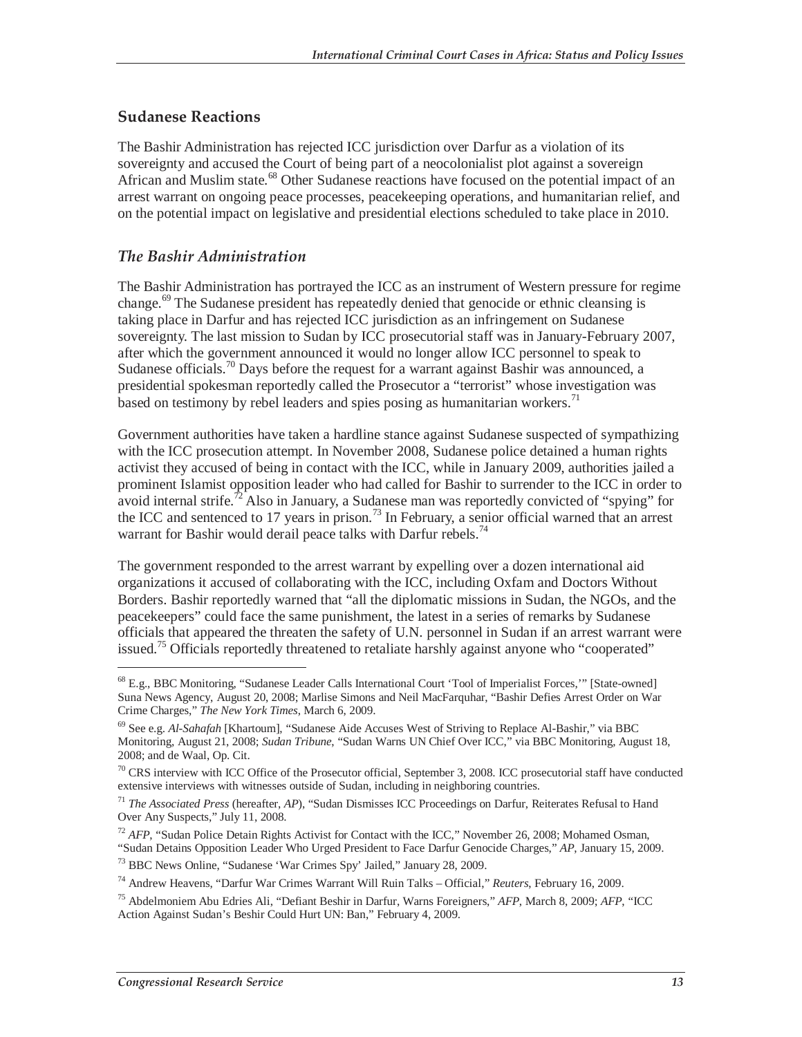## Sudanese Reactions

The Bashir Administration has rejected ICC jurisdiction over Darfur as a violation of its sovereignty and accused the Court of being part of a neocolonialist plot against a sovereign African and Muslim state.[68] Other Sudanese reactions have focused on the potential impact of an arrest warrant on ongoing peace processes, peacekeeping operations, and humanitarian relief, and on the potential impact on legislative and presidential elections scheduled to take place in 2010.

### *The Bashir Administration*

The Bashir Administration has portrayed the ICC as an instrument of Western pressure for regime change.[69] The Sudanese president has repeatedly denied that genocide or ethnic cleansing is taking place in Darfur and has rejected ICC jurisdiction as an infringement on Sudanese sovereignty. The last mission to Sudan by ICC prosecutorial staff was in January-February 2007, after which the government announced it would no longer allow ICC personnel to speak to Sudanese officials.[70] Days before the request for a warrant against Bashir was announced, a presidential spokesman reportedly called the Prosecutor a "terrorist" whose investigation was based on testimony by rebel leaders and spies posing as humanitarian workers.[71]

Government authorities have taken a hardline stance against Sudanese suspected of sympathizing with the ICC prosecution attempt. In November 2008, Sudanese police detained a human rights activist they accused of being in contact with the ICC, while in January 2009, authorities jailed a prominent Islamist opposition leader who had called for Bashir to surrender to the ICC in order to avoid internal strife.[72] Also in January, a Sudanese man was reportedly convicted of "spying" for the ICC and sentenced to 17 years in prison.[73] In February, a senior official warned that an arrest warrant for Bashir would derail peace talks with Darfur rebels.[74]

The government responded to the arrest warrant by expelling over a dozen international aid organizations it accused of collaborating with the ICC, including Oxfam and Doctors Without Borders. Bashir reportedly warned that "all the diplomatic missions in Sudan, the NGOs, and the peacekeepers" could face the same punishment, the latest in a series of remarks by Sudanese officials that appeared the threaten the safety of U.N. personnel in Sudan if an arrest warrant were issued.[75] Officials reportedly threatened to retaliate harshly against anyone who "cooperated"

---

[68] E.g., BBC Monitoring, "Sudanese Leader Calls International Court 'Tool of Imperialist Forces,'" [State-owned] Suna News Agency, August 20, 2008; Marlise Simons and Neil MacFarquhar, "Bashir Defies Arrest Order on War Crime Charges," *The New York Times*, March 6, 2009.

[69] See e.g. *Al-Sahafah* [Khartoum], "Sudanese Aide Accuses West of Striving to Replace Al-Bashir," via BBC Monitoring, August 21, 2008; *Sudan Tribune*, "Sudan Warns UN Chief Over ICC," via BBC Monitoring, August 18, 2008; and de Waal, Op. Cit.

[70] CRS interview with ICC Office of the Prosecutor official, September 3, 2008. ICC prosecutorial staff have conducted extensive interviews with witnesses outside of Sudan, including in neighboring countries.

[71] *The Associated Press* (hereafter, *AP*), "Sudan Dismisses ICC Proceedings on Darfur, Reiterates Refusal to Hand Over Any Suspects," July 11, 2008.

[72] *AFP*, "Sudan Police Detain Rights Activist for Contact with the ICC," November 26, 2008; Mohamed Osman, "Sudan Detains Opposition Leader Who Urged President to Face Darfur Genocide Charges," *AP*, January 15, 2009.

[73] BBC News Online, "Sudanese 'War Crimes Spy' Jailed," January 28, 2009.

[74] Andrew Heavens, "Darfur War Crimes Warrant Will Ruin Talks – Official," *Reuters*, February 16, 2009.

[75] Abdelmoniem Abu Edries Ali, "Defiant Beshir in Darfur, Warns Foreigners," *AFP*, March 8, 2009; *AFP*, "ICC Action Against Sudan's Beshir Could Hurt UN: Ban," February 4, 2009.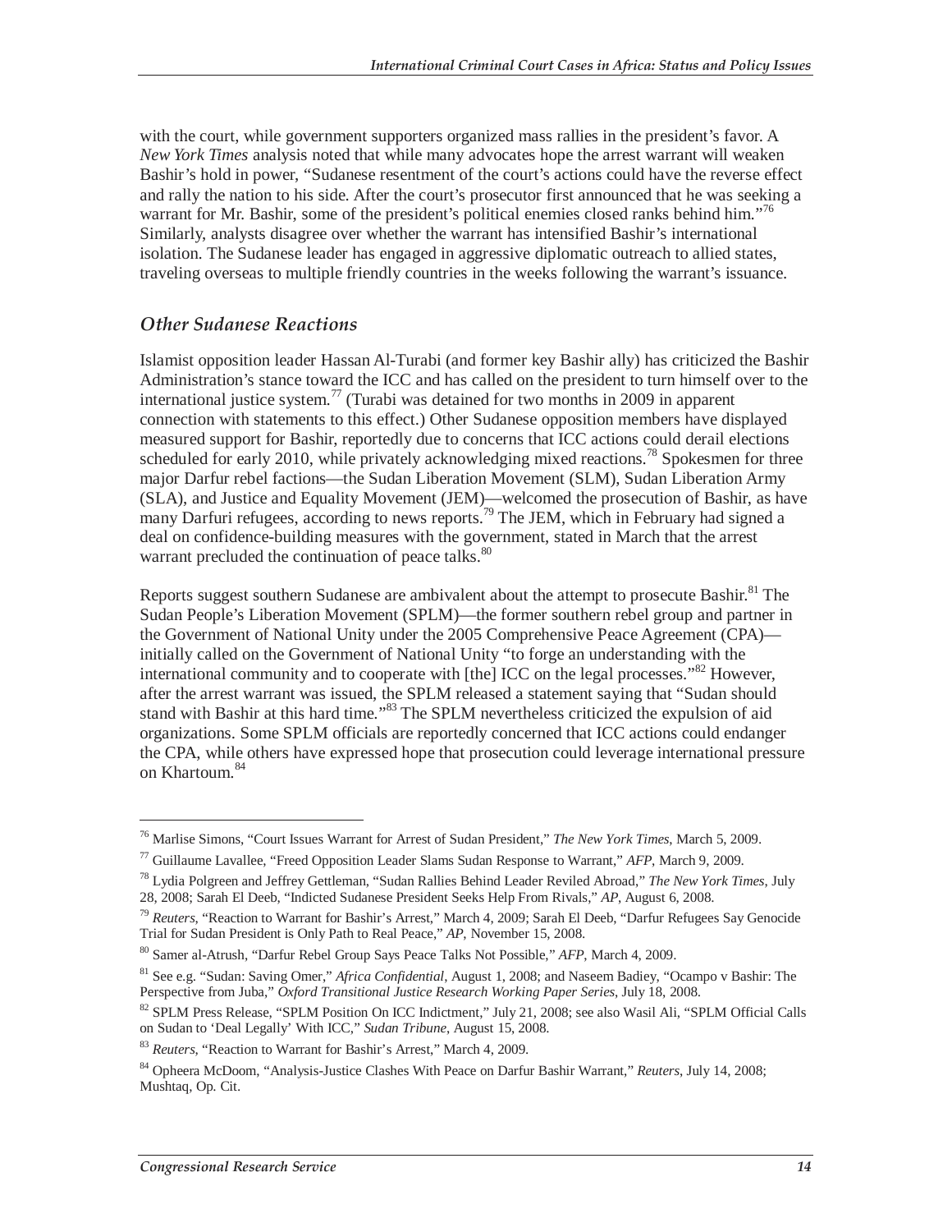with the court, while government supporters organized mass rallies in the president's favor. A *New York Times* analysis noted that while many advocates hope the arrest warrant will weaken Bashir's hold in power, "Sudanese resentment of the court's actions could have the reverse effect and rally the nation to his side. After the court's prosecutor first announced that he was seeking a warrant for Mr. Bashir, some of the president's political enemies closed ranks behind him."[76] Similarly, analysts disagree over whether the warrant has intensified Bashir's international isolation. The Sudanese leader has engaged in aggressive diplomatic outreach to allied states, traveling overseas to multiple friendly countries in the weeks following the warrant's issuance.

### *Other Sudanese Reactions*

Islamist opposition leader Hassan Al-Turabi (and former key Bashir ally) has criticized the Bashir Administration's stance toward the ICC and has called on the president to turn himself over to the international justice system.[77] (Turabi was detained for two months in 2009 in apparent connection with statements to this effect.) Other Sudanese opposition members have displayed measured support for Bashir, reportedly due to concerns that ICC actions could derail elections scheduled for early 2010, while privately acknowledging mixed reactions.[78] Spokesmen for three major Darfur rebel factions—the Sudan Liberation Movement (SLM), Sudan Liberation Army (SLA), and Justice and Equality Movement (JEM)—welcomed the prosecution of Bashir, as have many Darfuri refugees, according to news reports.[79] The JEM, which in February had signed a deal on confidence-building measures with the government, stated in March that the arrest warrant precluded the continuation of peace talks.[80]

Reports suggest southern Sudanese are ambivalent about the attempt to prosecute Bashir.[81] The Sudan People's Liberation Movement (SPLM)—the former southern rebel group and partner in the Government of National Unity under the 2005 Comprehensive Peace Agreement (CPA)—initially called on the Government of National Unity "to forge an understanding with the international community and to cooperate with [the] ICC on the legal processes."[82] However, after the arrest warrant was issued, the SPLM released a statement saying that "Sudan should stand with Bashir at this hard time."[83] The SPLM nevertheless criticized the expulsion of aid organizations. Some SPLM officials are reportedly concerned that ICC actions could endanger the CPA, while others have expressed hope that prosecution could leverage international pressure on Khartoum.[84]

---

[76] Marlise Simons, "Court Issues Warrant for Arrest of Sudan President," *The New York Times*, March 5, 2009.

[77] Guillaume Lavallee, "Freed Opposition Leader Slams Sudan Response to Warrant," *AFP*, March 9, 2009.

[78] Lydia Polgreen and Jeffrey Gettleman, "Sudan Rallies Behind Leader Reviled Abroad," *The New York Times*, July 28, 2008; Sarah El Deeb, "Indicted Sudanese President Seeks Help From Rivals," *AP*, August 6, 2008.

[79] *Reuters*, "Reaction to Warrant for Bashir's Arrest," March 4, 2009; Sarah El Deeb, "Darfur Refugees Say Genocide Trial for Sudan President is Only Path to Real Peace," *AP*, November 15, 2008.

[80] Samer al-Atrush, "Darfur Rebel Group Says Peace Talks Not Possible," *AFP*, March 4, 2009.

[81] See e.g. "Sudan: Saving Omer," *Africa Confidential*, August 1, 2008; and Naseem Badiey, "Ocampo v Bashir: The Perspective from Juba," *Oxford Transitional Justice Research Working Paper Series*, July 18, 2008.

[82] SPLM Press Release, "SPLM Position On ICC Indictment," July 21, 2008; see also Wasil Ali, "SPLM Official Calls on Sudan to 'Deal Legally' With ICC," *Sudan Tribune*, August 15, 2008.

[83] *Reuters*, "Reaction to Warrant for Bashir's Arrest," March 4, 2009.

[84] Opheera McDoom, "Analysis-Justice Clashes With Peace on Darfur Bashir Warrant," *Reuters*, July 14, 2008; Mushtaq, Op. Cit.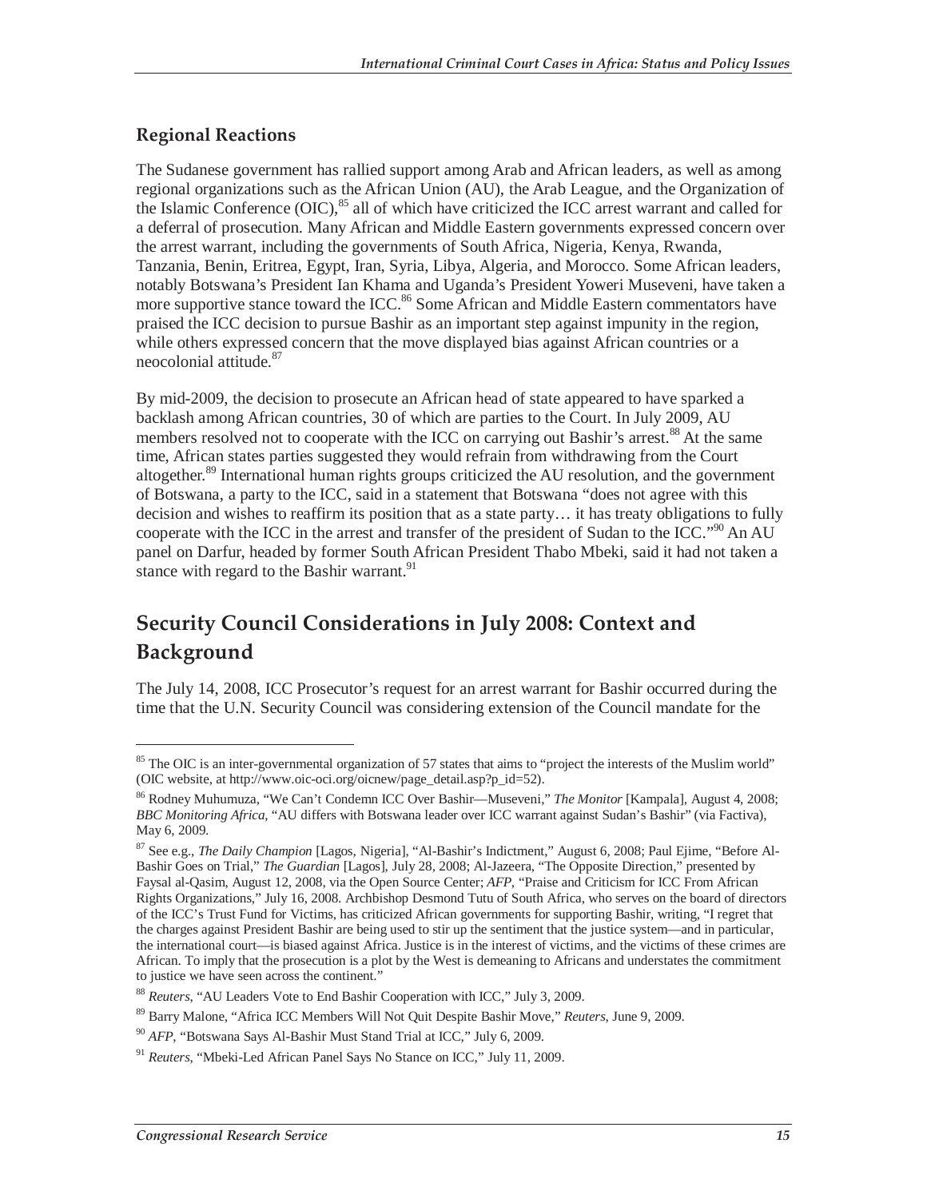### Regional Reactions

The Sudanese government has rallied support among Arab and African leaders, as well as among regional organizations such as the African Union (AU), the Arab League, and the Organization of the Islamic Conference (OIC),[85] all of which have criticized the ICC arrest warrant and called for a deferral of prosecution. Many African and Middle Eastern governments expressed concern over the arrest warrant, including the governments of South Africa, Nigeria, Kenya, Rwanda, Tanzania, Benin, Eritrea, Egypt, Iran, Syria, Libya, Algeria, and Morocco. Some African leaders, notably Botswana's President Ian Khama and Uganda's President Yoweri Museveni, have taken a more supportive stance toward the ICC.[86] Some African and Middle Eastern commentators have praised the ICC decision to pursue Bashir as an important step against impunity in the region, while others expressed concern that the move displayed bias against African countries or a neocolonial attitude.[87]

By mid-2009, the decision to prosecute an African head of state appeared to have sparked a backlash among African countries, 30 of which are parties to the Court. In July 2009, AU members resolved not to cooperate with the ICC on carrying out Bashir's arrest.[88] At the same time, African states parties suggested they would refrain from withdrawing from the Court altogether.[89] International human rights groups criticized the AU resolution, and the government of Botswana, a party to the ICC, said in a statement that Botswana "does not agree with this decision and wishes to reaffirm its position that as a state party… it has treaty obligations to fully cooperate with the ICC in the arrest and transfer of the president of Sudan to the ICC."[90] An AU panel on Darfur, headed by former South African President Thabo Mbeki, said it had not taken a stance with regard to the Bashir warrant.[91]

## Security Council Considerations in July 2008: Context and Background

The July 14, 2008, ICC Prosecutor's request for an arrest warrant for Bashir occurred during the time that the U.N. Security Council was considering extension of the Council mandate for the

---

[85] The OIC is an inter-governmental organization of 57 states that aims to "project the interests of the Muslim world" (OIC website, at http://www.oic-oci.org/oicnew/page_detail.asp?p_id=52).

[86] Rodney Muhumuza, "We Can't Condemn ICC Over Bashir—Museveni," *The Monitor* [Kampala], August 4, 2008; *BBC Monitoring Africa*, "AU differs with Botswana leader over ICC warrant against Sudan's Bashir" (via Factiva), May 6, 2009.

[87] See e.g., *The Daily Champion* [Lagos, Nigeria], "Al-Bashir's Indictment," August 6, 2008; Paul Ejime, "Before Al-Bashir Goes on Trial," *The Guardian* [Lagos], July 28, 2008; Al-Jazeera, "The Opposite Direction," presented by Faysal al-Qasim, August 12, 2008, via the Open Source Center; *AFP*, "Praise and Criticism for ICC From African Rights Organizations," July 16, 2008. Archbishop Desmond Tutu of South Africa, who serves on the board of directors of the ICC's Trust Fund for Victims, has criticized African governments for supporting Bashir, writing, "I regret that the charges against President Bashir are being used to stir up the sentiment that the justice system—and in particular, the international court—is biased against Africa. Justice is in the interest of victims, and the victims of these crimes are African. To imply that the prosecution is a plot by the West is demeaning to Africans and understates the commitment to justice we have seen across the continent."

[88] *Reuters*, "AU Leaders Vote to End Bashir Cooperation with ICC," July 3, 2009.

[89] Barry Malone, "Africa ICC Members Will Not Quit Despite Bashir Move," *Reuters*, June 9, 2009.

[90] *AFP*, "Botswana Says Al-Bashir Must Stand Trial at ICC," July 6, 2009.

[91] *Reuters*, "Mbeki-Led African Panel Says No Stance on ICC," July 11, 2009.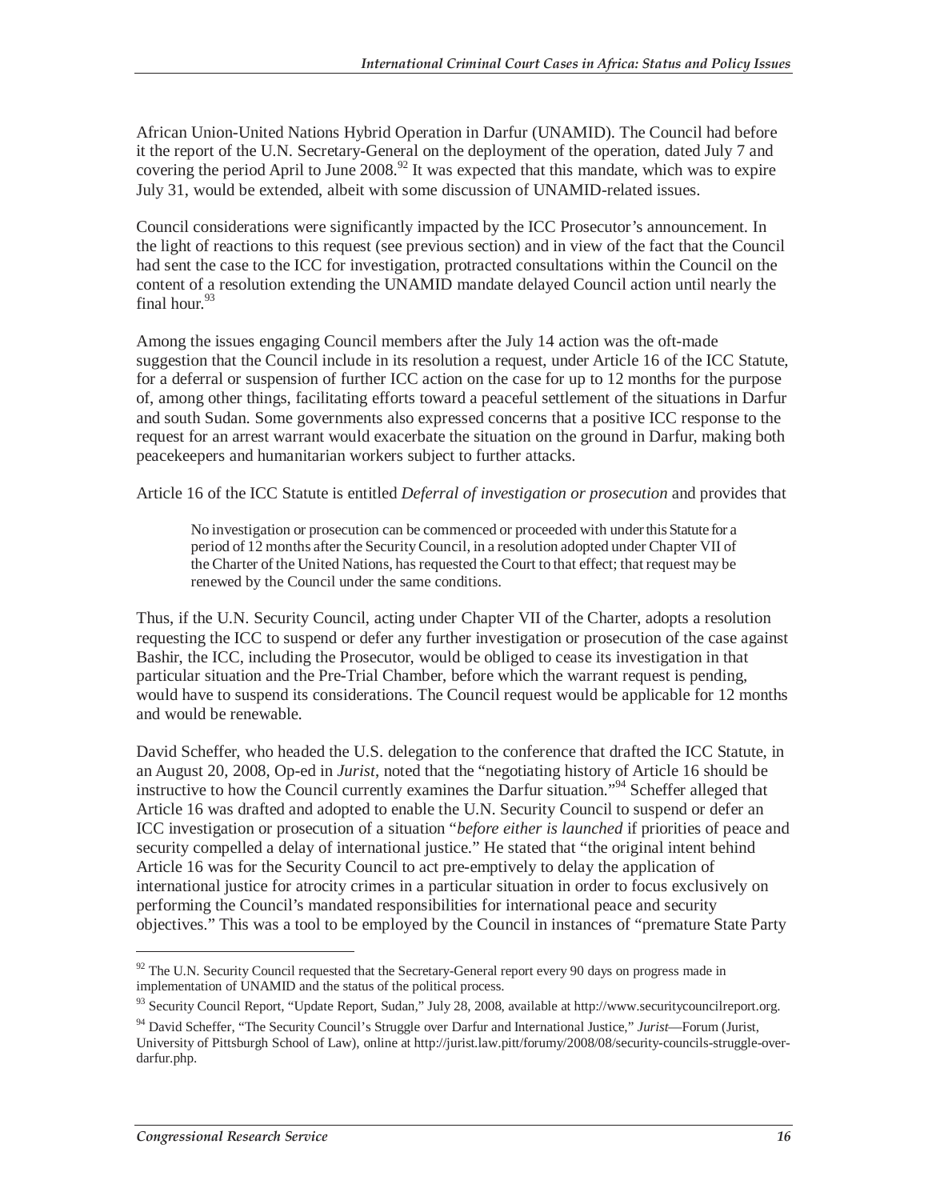African Union-United Nations Hybrid Operation in Darfur (UNAMID). The Council had before it the report of the U.N. Secretary-General on the deployment of the operation, dated July 7 and covering the period April to June 2008.[92] It was expected that this mandate, which was to expire July 31, would be extended, albeit with some discussion of UNAMID-related issues.

Council considerations were significantly impacted by the ICC Prosecutor's announcement. In the light of reactions to this request (see previous section) and in view of the fact that the Council had sent the case to the ICC for investigation, protracted consultations within the Council on the content of a resolution extending the UNAMID mandate delayed Council action until nearly the final hour.[93]

Among the issues engaging Council members after the July 14 action was the oft-made suggestion that the Council include in its resolution a request, under Article 16 of the ICC Statute, for a deferral or suspension of further ICC action on the case for up to 12 months for the purpose of, among other things, facilitating efforts toward a peaceful settlement of the situations in Darfur and south Sudan. Some governments also expressed concerns that a positive ICC response to the request for an arrest warrant would exacerbate the situation on the ground in Darfur, making both peacekeepers and humanitarian workers subject to further attacks.

Article 16 of the ICC Statute is entitled *Deferral of investigation or prosecution* and provides that

> No investigation or prosecution can be commenced or proceeded with under this Statute for a period of 12 months after the Security Council, in a resolution adopted under Chapter VII of the Charter of the United Nations, has requested the Court to that effect; that request may be renewed by the Council under the same conditions.

Thus, if the U.N. Security Council, acting under Chapter VII of the Charter, adopts a resolution requesting the ICC to suspend or defer any further investigation or prosecution of the case against Bashir, the ICC, including the Prosecutor, would be obliged to cease its investigation in that particular situation and the Pre-Trial Chamber, before which the warrant request is pending, would have to suspend its considerations. The Council request would be applicable for 12 months and would be renewable.

David Scheffer, who headed the U.S. delegation to the conference that drafted the ICC Statute, in an August 20, 2008, Op-ed in *Jurist*, noted that the "negotiating history of Article 16 should be instructive to how the Council currently examines the Darfur situation."[94] Scheffer alleged that Article 16 was drafted and adopted to enable the U.N. Security Council to suspend or defer an ICC investigation or prosecution of a situation "*before either is launched* if priorities of peace and security compelled a delay of international justice." He stated that "the original intent behind Article 16 was for the Security Council to act pre-emptively to delay the application of international justice for atrocity crimes in a particular situation in order to focus exclusively on performing the Council's mandated responsibilities for international peace and security objectives." This was a tool to be employed by the Council in instances of "premature State Party

---

[92] The U.N. Security Council requested that the Secretary-General report every 90 days on progress made in implementation of UNAMID and the status of the political process.

[93] Security Council Report, "Update Report, Sudan," July 28, 2008, available at http://www.securitycouncilreport.org.

[94] David Scheffer, "The Security Council's Struggle over Darfur and International Justice," *Jurist*—Forum (Jurist, University of Pittsburgh School of Law), online at http://jurist.law.pitt/forumy/2008/08/security-councils-struggle-over-darfur.php.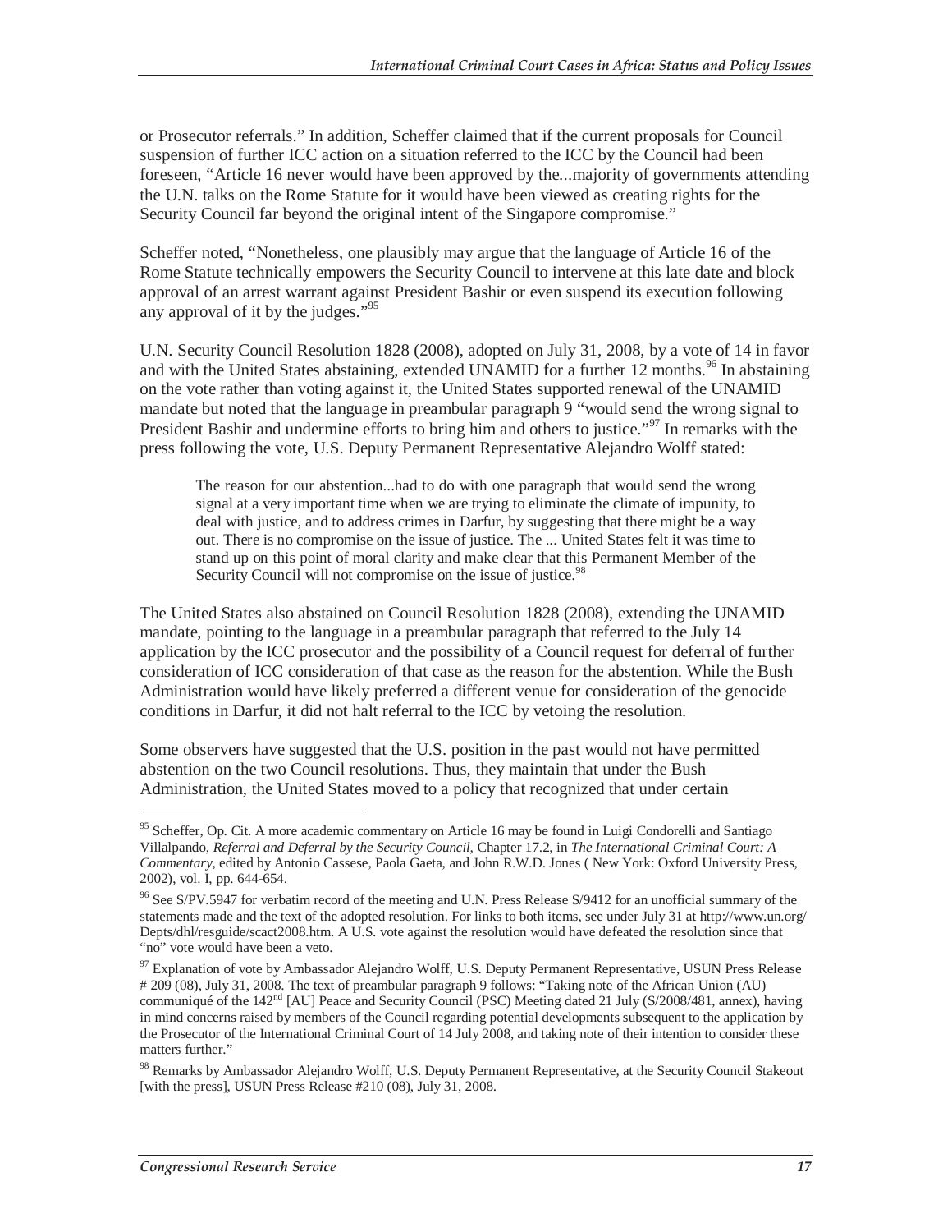or Prosecutor referrals." In addition, Scheffer claimed that if the current proposals for Council suspension of further ICC action on a situation referred to the ICC by the Council had been foreseen, "Article 16 never would have been approved by the...majority of governments attending the U.N. talks on the Rome Statute for it would have been viewed as creating rights for the Security Council far beyond the original intent of the Singapore compromise."

Scheffer noted, "Nonetheless, one plausibly may argue that the language of Article 16 of the Rome Statute technically empowers the Security Council to intervene at this late date and block approval of an arrest warrant against President Bashir or even suspend its execution following any approval of it by the judges."[95]

U.N. Security Council Resolution 1828 (2008), adopted on July 31, 2008, by a vote of 14 in favor and with the United States abstaining, extended UNAMID for a further 12 months.[96] In abstaining on the vote rather than voting against it, the United States supported renewal of the UNAMID mandate but noted that the language in preambular paragraph 9 "would send the wrong signal to President Bashir and undermine efforts to bring him and others to justice."[97] In remarks with the press following the vote, U.S. Deputy Permanent Representative Alejandro Wolff stated:

> The reason for our abstention...had to do with one paragraph that would send the wrong signal at a very important time when we are trying to eliminate the climate of impunity, to deal with justice, and to address crimes in Darfur, by suggesting that there might be a way out. There is no compromise on the issue of justice. The ... United States felt it was time to stand up on this point of moral clarity and make clear that this Permanent Member of the Security Council will not compromise on the issue of justice.[98]

The United States also abstained on Council Resolution 1828 (2008), extending the UNAMID mandate, pointing to the language in a preambular paragraph that referred to the July 14 application by the ICC prosecutor and the possibility of a Council request for deferral of further consideration of ICC consideration of that case as the reason for the abstention. While the Bush Administration would have likely preferred a different venue for consideration of the genocide conditions in Darfur, it did not halt referral to the ICC by vetoing the resolution.

Some observers have suggested that the U.S. position in the past would not have permitted abstention on the two Council resolutions. Thus, they maintain that under the Bush Administration, the United States moved to a policy that recognized that under certain

---

[95] Scheffer, Op. Cit. A more academic commentary on Article 16 may be found in Luigi Condorelli and Santiago Villalpando, *Referral and Deferral by the Security Council*, Chapter 17.2, in *The International Criminal Court: A Commentary*, edited by Antonio Cassese, Paola Gaeta, and John R.W.D. Jones ( New York: Oxford University Press, 2002), vol. I, pp. 644-654.

[96] See S/PV.5947 for verbatim record of the meeting and U.N. Press Release S/9412 for an unofficial summary of the statements made and the text of the adopted resolution. For links to both items, see under July 31 at http://www.un.org/Depts/dhl/resguide/scact2008.htm. A U.S. vote against the resolution would have defeated the resolution since that "no" vote would have been a veto.

[97] Explanation of vote by Ambassador Alejandro Wolff, U.S. Deputy Permanent Representative, USUN Press Release # 209 (08), July 31, 2008. The text of preambular paragraph 9 follows: "Taking note of the African Union (AU) communiqué of the 142nd [AU] Peace and Security Council (PSC) Meeting dated 21 July (S/2008/481, annex), having in mind concerns raised by members of the Council regarding potential developments subsequent to the application by the Prosecutor of the International Criminal Court of 14 July 2008, and taking note of their intention to consider these matters further."

[98] Remarks by Ambassador Alejandro Wolff, U.S. Deputy Permanent Representative, at the Security Council Stakeout [with the press], USUN Press Release #210 (08), July 31, 2008.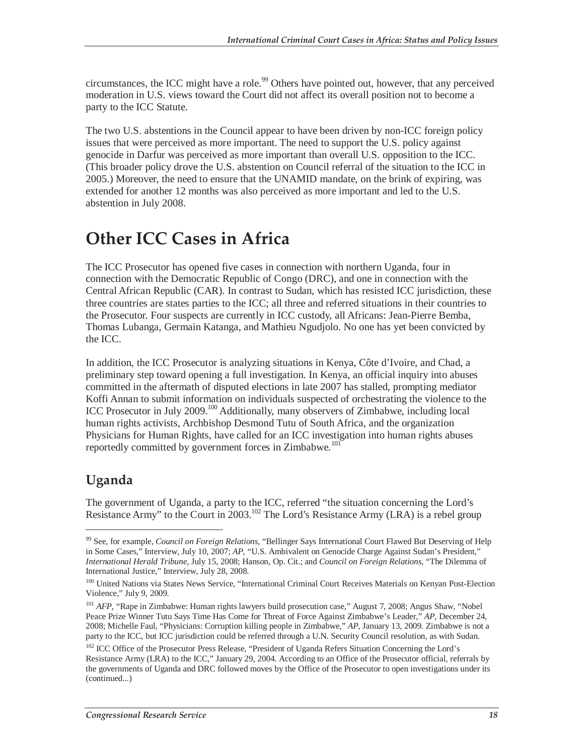circumstances, the ICC might have a role.[99] Others have pointed out, however, that any perceived moderation in U.S. views toward the Court did not affect its overall position not to become a party to the ICC Statute.

The two U.S. abstentions in the Council appear to have been driven by non-ICC foreign policy issues that were perceived as more important. The need to support the U.S. policy against genocide in Darfur was perceived as more important than overall U.S. opposition to the ICC. (This broader policy drove the U.S. abstention on Council referral of the situation to the ICC in 2005.) Moreover, the need to ensure that the UNAMID mandate, on the brink of expiring, was extended for another 12 months was also perceived as more important and led to the U.S. abstention in July 2008.

# Other ICC Cases in Africa

The ICC Prosecutor has opened five cases in connection with northern Uganda, four in connection with the Democratic Republic of Congo (DRC), and one in connection with the Central African Republic (CAR). In contrast to Sudan, which has resisted ICC jurisdiction, these three countries are states parties to the ICC; all three and referred situations in their countries to the Prosecutor. Four suspects are currently in ICC custody, all Africans: Jean-Pierre Bemba, Thomas Lubanga, Germain Katanga, and Mathieu Ngudjolo. No one has yet been convicted by the ICC.

In addition, the ICC Prosecutor is analyzing situations in Kenya, Côte d'Ivoire, and Chad, a preliminary step toward opening a full investigation. In Kenya, an official inquiry into abuses committed in the aftermath of disputed elections in late 2007 has stalled, prompting mediator Koffi Annan to submit information on individuals suspected of orchestrating the violence to the ICC Prosecutor in July 2009.[100] Additionally, many observers of Zimbabwe, including local human rights activists, Archbishop Desmond Tutu of South Africa, and the organization Physicians for Human Rights, have called for an ICC investigation into human rights abuses reportedly committed by government forces in Zimbabwe.[101]

## Uganda

The government of Uganda, a party to the ICC, referred "the situation concerning the Lord's Resistance Army" to the Court in 2003.[102] The Lord's Resistance Army (LRA) is a rebel group

---

[99] See, for example, *Council on Foreign Relations*, "Bellinger Says International Court Flawed But Deserving of Help in Some Cases," Interview, July 10, 2007; *AP*, "U.S. Ambivalent on Genocide Charge Against Sudan's President," *International Herald Tribune*, July 15, 2008; Hanson, Op. Cit.; and *Council on Foreign Relations*, "The Dilemma of International Justice," Interview, July 28, 2008.

[100] United Nations via States News Service, "International Criminal Court Receives Materials on Kenyan Post-Election Violence," July 9, 2009.

[101] *AFP*, "Rape in Zimbabwe: Human rights lawyers build prosecution case," August 7, 2008; Angus Shaw, "Nobel Peace Prize Winner Tutu Says Time Has Come for Threat of Force Against Zimbabwe's Leader," *AP*, December 24, 2008; Michelle Faul, "Physicians: Corruption killing people in Zimbabwe," *AP*, January 13, 2009. Zimbabwe is not a party to the ICC, but ICC jurisdiction could be referred through a U.N. Security Council resolution, as with Sudan.

[102] ICC Office of the Prosecutor Press Release, "President of Uganda Refers Situation Concerning the Lord's Resistance Army (LRA) to the ICC," January 29, 2004. According to an Office of the Prosecutor official, referrals by the governments of Uganda and DRC followed moves by the Office of the Prosecutor to open investigations under its (continued...)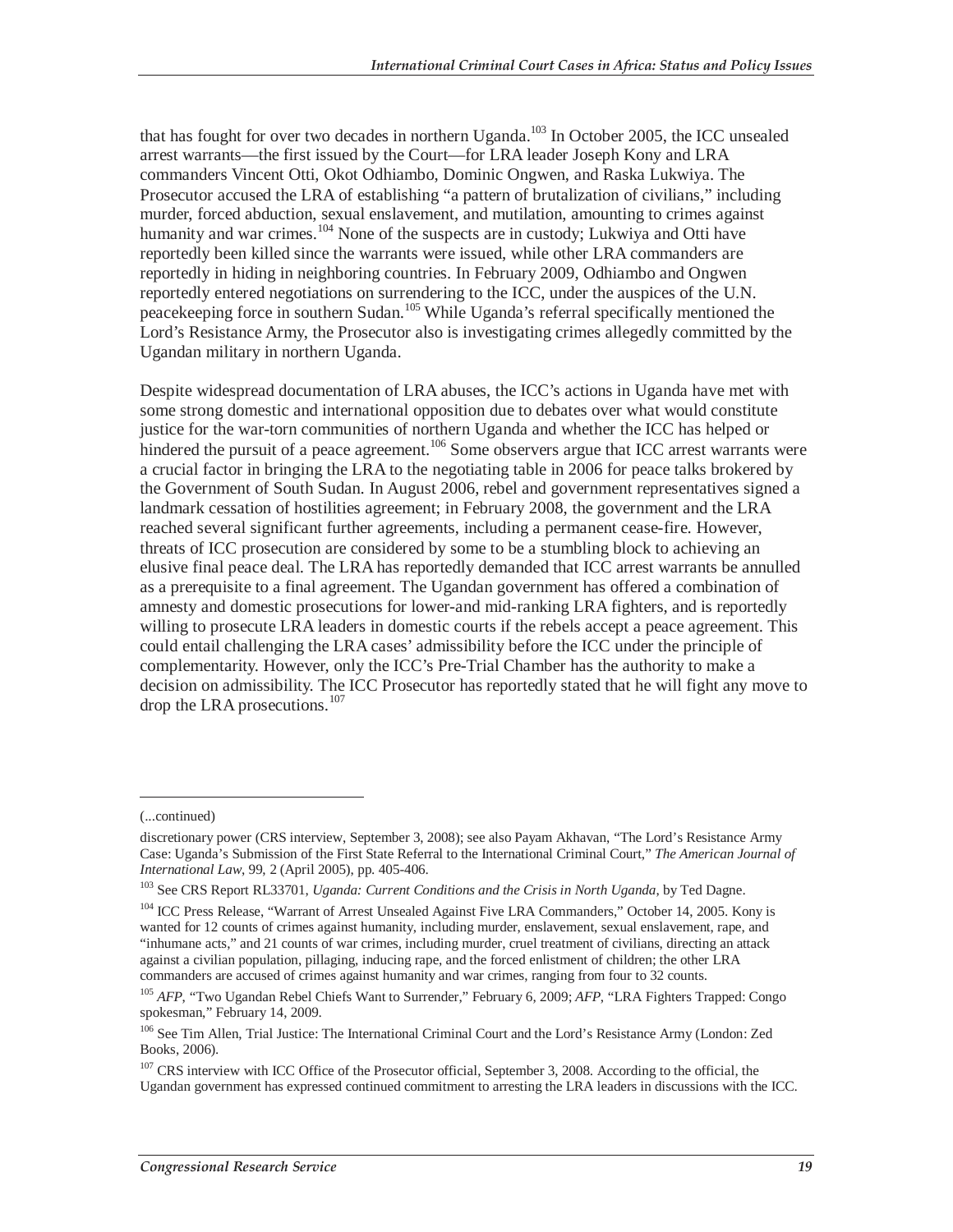that has fought for over two decades in northern Uganda.[103] In October 2005, the ICC unsealed arrest warrants—the first issued by the Court—for LRA leader Joseph Kony and LRA commanders Vincent Otti, Okot Odhiambo, Dominic Ongwen, and Raska Lukwiya. The Prosecutor accused the LRA of establishing "a pattern of brutalization of civilians," including murder, forced abduction, sexual enslavement, and mutilation, amounting to crimes against humanity and war crimes.[104] None of the suspects are in custody; Lukwiya and Otti have reportedly been killed since the warrants were issued, while other LRA commanders are reportedly in hiding in neighboring countries. In February 2009, Odhiambo and Ongwen reportedly entered negotiations on surrendering to the ICC, under the auspices of the U.N. peacekeeping force in southern Sudan.[105] While Uganda's referral specifically mentioned the Lord's Resistance Army, the Prosecutor also is investigating crimes allegedly committed by the Ugandan military in northern Uganda.

Despite widespread documentation of LRA abuses, the ICC's actions in Uganda have met with some strong domestic and international opposition due to debates over what would constitute justice for the war-torn communities of northern Uganda and whether the ICC has helped or hindered the pursuit of a peace agreement.[106] Some observers argue that ICC arrest warrants were a crucial factor in bringing the LRA to the negotiating table in 2006 for peace talks brokered by the Government of South Sudan. In August 2006, rebel and government representatives signed a landmark cessation of hostilities agreement; in February 2008, the government and the LRA reached several significant further agreements, including a permanent cease-fire. However, threats of ICC prosecution are considered by some to be a stumbling block to achieving an elusive final peace deal. The LRA has reportedly demanded that ICC arrest warrants be annulled as a prerequisite to a final agreement. The Ugandan government has offered a combination of amnesty and domestic prosecutions for lower-and mid-ranking LRA fighters, and is reportedly willing to prosecute LRA leaders in domestic courts if the rebels accept a peace agreement. This could entail challenging the LRA cases' admissibility before the ICC under the principle of complementarity. However, only the ICC's Pre-Trial Chamber has the authority to make a decision on admissibility. The ICC Prosecutor has reportedly stated that he will fight any move to drop the LRA prosecutions.[107]

---

(...continued)

discretionary power (CRS interview, September 3, 2008); see also Payam Akhavan, "The Lord's Resistance Army Case: Uganda's Submission of the First State Referral to the International Criminal Court," *The American Journal of International Law*, 99, 2 (April 2005), pp. 405-406.

[103] See CRS Report RL33701, *Uganda: Current Conditions and the Crisis in North Uganda*, by Ted Dagne.

[104] ICC Press Release, "Warrant of Arrest Unsealed Against Five LRA Commanders," October 14, 2005. Kony is wanted for 12 counts of crimes against humanity, including murder, enslavement, sexual enslavement, rape, and "inhumane acts," and 21 counts of war crimes, including murder, cruel treatment of civilians, directing an attack against a civilian population, pillaging, inducing rape, and the forced enlistment of children; the other LRA commanders are accused of crimes against humanity and war crimes, ranging from four to 32 counts.

[105] *AFP*, "Two Ugandan Rebel Chiefs Want to Surrender," February 6, 2009; *AFP*, "LRA Fighters Trapped: Congo spokesman," February 14, 2009.

[106] See Tim Allen, Trial Justice: The International Criminal Court and the Lord's Resistance Army (London: Zed Books, 2006).

[107] CRS interview with ICC Office of the Prosecutor official, September 3, 2008. According to the official, the Ugandan government has expressed continued commitment to arresting the LRA leaders in discussions with the ICC.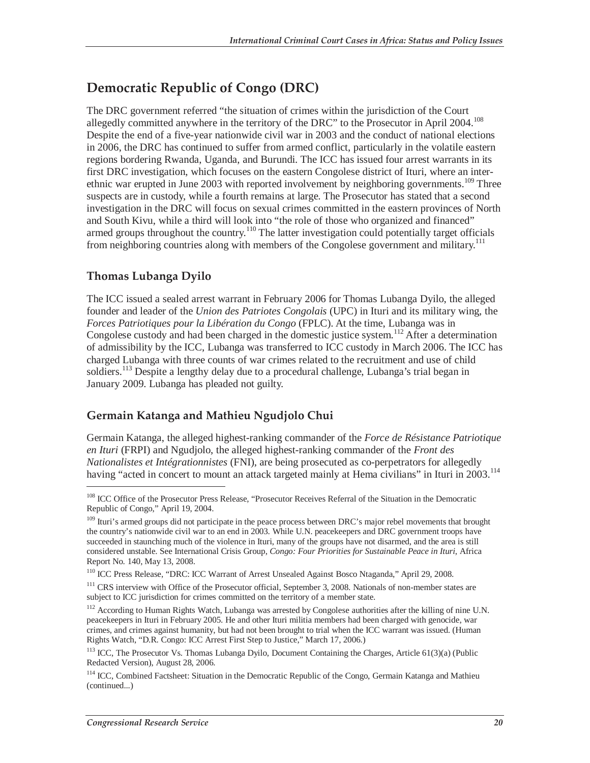## Democratic Republic of Congo (DRC)

The DRC government referred "the situation of crimes within the jurisdiction of the Court allegedly committed anywhere in the territory of the DRC" to the Prosecutor in April 2004.[108] Despite the end of a five-year nationwide civil war in 2003 and the conduct of national elections in 2006, the DRC has continued to suffer from armed conflict, particularly in the volatile eastern regions bordering Rwanda, Uganda, and Burundi. The ICC has issued four arrest warrants in its first DRC investigation, which focuses on the eastern Congolese district of Ituri, where an inter-ethnic war erupted in June 2003 with reported involvement by neighboring governments.[109] Three suspects are in custody, while a fourth remains at large. The Prosecutor has stated that a second investigation in the DRC will focus on sexual crimes committed in the eastern provinces of North and South Kivu, while a third will look into "the role of those who organized and financed" armed groups throughout the country.[110] The latter investigation could potentially target officials from neighboring countries along with members of the Congolese government and military.[111]

### Thomas Lubanga Dyilo

The ICC issued a sealed arrest warrant in February 2006 for Thomas Lubanga Dyilo, the alleged founder and leader of the *Union des Patriotes Congolais* (UPC) in Ituri and its military wing, the *Forces Patriotiques pour la Libération du Congo* (FPLC). At the time, Lubanga was in Congolese custody and had been charged in the domestic justice system.[112] After a determination of admissibility by the ICC, Lubanga was transferred to ICC custody in March 2006. The ICC has charged Lubanga with three counts of war crimes related to the recruitment and use of child soldiers.[113] Despite a lengthy delay due to a procedural challenge, Lubanga's trial began in January 2009. Lubanga has pleaded not guilty.

### Germain Katanga and Mathieu Ngudjolo Chui

Germain Katanga, the alleged highest-ranking commander of the *Force de Résistance Patriotique en Ituri* (FRPI) and Ngudjolo, the alleged highest-ranking commander of the *Front des Nationalistes et Intégrationnistes* (FNI), are being prosecuted as co-perpetrators for allegedly having "acted in concert to mount an attack targeted mainly at Hema civilians" in Ituri in 2003.[114]

---

[108] ICC Office of the Prosecutor Press Release, "Prosecutor Receives Referral of the Situation in the Democratic Republic of Congo," April 19, 2004.

[109] Ituri's armed groups did not participate in the peace process between DRC's major rebel movements that brought the country's nationwide civil war to an end in 2003. While U.N. peacekeepers and DRC government troops have succeeded in staunching much of the violence in Ituri, many of the groups have not disarmed, and the area is still considered unstable. See International Crisis Group, *Congo: Four Priorities for Sustainable Peace in Ituri*, Africa Report No. 140, May 13, 2008.

[110] ICC Press Release, "DRC: ICC Warrant of Arrest Unsealed Against Bosco Ntaganda," April 29, 2008.

[111] CRS interview with Office of the Prosecutor official, September 3, 2008. Nationals of non-member states are subject to ICC jurisdiction for crimes committed on the territory of a member state.

[112] According to Human Rights Watch, Lubanga was arrested by Congolese authorities after the killing of nine U.N. peacekeepers in Ituri in February 2005. He and other Ituri militia members had been charged with genocide, war crimes, and crimes against humanity, but had not been brought to trial when the ICC warrant was issued. (Human Rights Watch, "D.R. Congo: ICC Arrest First Step to Justice," March 17, 2006.)

[113] ICC, The Prosecutor Vs. Thomas Lubanga Dyilo, Document Containing the Charges, Article 61(3)(a) (Public Redacted Version), August 28, 2006.

[114] ICC, Combined Factsheet: Situation in the Democratic Republic of the Congo, Germain Katanga and Mathieu (continued...)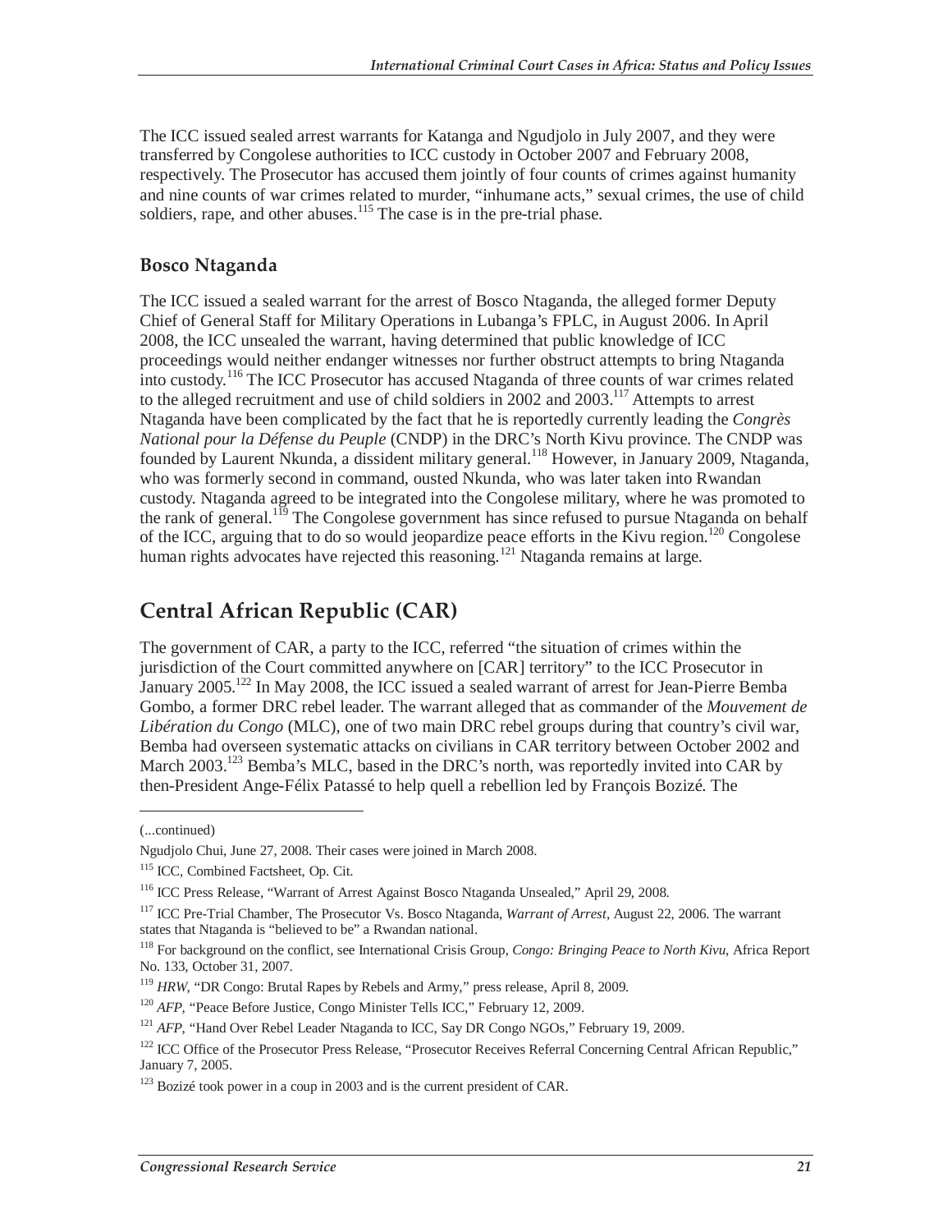The ICC issued sealed arrest warrants for Katanga and Ngudjolo in July 2007, and they were transferred by Congolese authorities to ICC custody in October 2007 and February 2008, respectively. The Prosecutor has accused them jointly of four counts of crimes against humanity and nine counts of war crimes related to murder, "inhumane acts," sexual crimes, the use of child soldiers, rape, and other abuses.[115] The case is in the pre-trial phase.

### Bosco Ntaganda

The ICC issued a sealed warrant for the arrest of Bosco Ntaganda, the alleged former Deputy Chief of General Staff for Military Operations in Lubanga's FPLC, in August 2006. In April 2008, the ICC unsealed the warrant, having determined that public knowledge of ICC proceedings would neither endanger witnesses nor further obstruct attempts to bring Ntaganda into custody.[116] The ICC Prosecutor has accused Ntaganda of three counts of war crimes related to the alleged recruitment and use of child soldiers in 2002 and 2003.[117] Attempts to arrest Ntaganda have been complicated by the fact that he is reportedly currently leading the *Congrès National pour la Défense du Peuple* (CNDP) in the DRC's North Kivu province. The CNDP was founded by Laurent Nkunda, a dissident military general.[118] However, in January 2009, Ntaganda, who was formerly second in command, ousted Nkunda, who was later taken into Rwandan custody. Ntaganda agreed to be integrated into the Congolese military, where he was promoted to the rank of general.[119] The Congolese government has since refused to pursue Ntaganda on behalf of the ICC, arguing that to do so would jeopardize peace efforts in the Kivu region.[120] Congolese human rights advocates have rejected this reasoning.[121] Ntaganda remains at large.

## Central African Republic (CAR)

The government of CAR, a party to the ICC, referred "the situation of crimes within the jurisdiction of the Court committed anywhere on [CAR] territory" to the ICC Prosecutor in January 2005.[122] In May 2008, the ICC issued a sealed warrant of arrest for Jean-Pierre Bemba Gombo, a former DRC rebel leader. The warrant alleged that as commander of the *Mouvement de Libération du Congo* (MLC), one of two main DRC rebel groups during that country's civil war, Bemba had overseen systematic attacks on civilians in CAR territory between October 2002 and March 2003.[123] Bemba's MLC, based in the DRC's north, was reportedly invited into CAR by then-President Ange-Félix Patassé to help quell a rebellion led by François Bozizé. The

---

(...continued)

Ngudjolo Chui, June 27, 2008. Their cases were joined in March 2008.

[115] ICC, Combined Factsheet, Op. Cit.

[116] ICC Press Release, "Warrant of Arrest Against Bosco Ntaganda Unsealed," April 29, 2008.

[117] ICC Pre-Trial Chamber, The Prosecutor Vs. Bosco Ntaganda, *Warrant of Arrest*, August 22, 2006. The warrant states that Ntaganda is "believed to be" a Rwandan national.

[118] For background on the conflict, see International Crisis Group, *Congo: Bringing Peace to North Kivu*, Africa Report No. 133, October 31, 2007.

[119] *HRW*, "DR Congo: Brutal Rapes by Rebels and Army," press release, April 8, 2009.

[120] *AFP*, "Peace Before Justice, Congo Minister Tells ICC," February 12, 2009.

[121] *AFP*, "Hand Over Rebel Leader Ntaganda to ICC, Say DR Congo NGOs," February 19, 2009.

[122] ICC Office of the Prosecutor Press Release, "Prosecutor Receives Referral Concerning Central African Republic," January 7, 2005.

[123] Bozizé took power in a coup in 2003 and is the current president of CAR.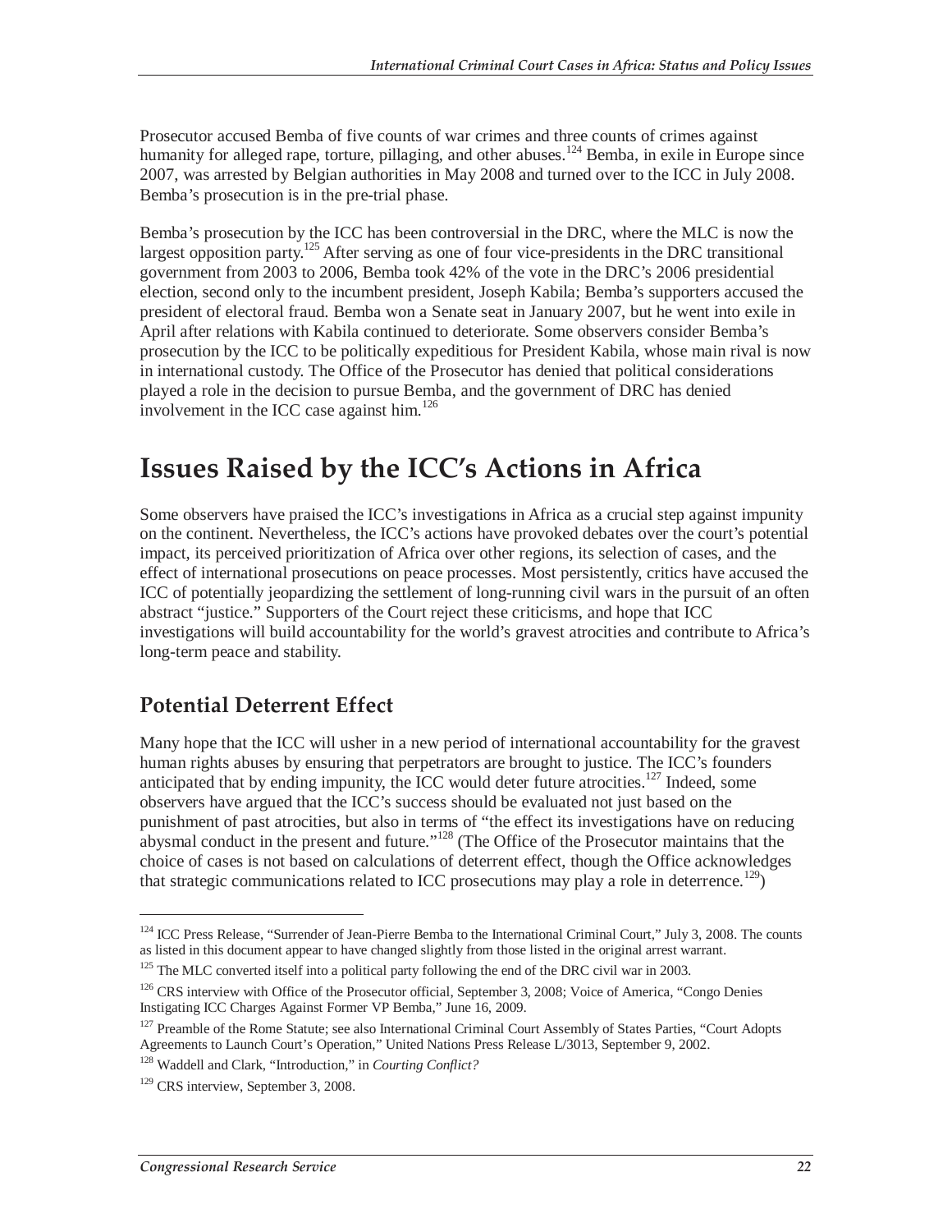Prosecutor accused Bemba of five counts of war crimes and three counts of crimes against humanity for alleged rape, torture, pillaging, and other abuses.[124] Bemba, in exile in Europe since 2007, was arrested by Belgian authorities in May 2008 and turned over to the ICC in July 2008. Bemba's prosecution is in the pre-trial phase.

Bemba's prosecution by the ICC has been controversial in the DRC, where the MLC is now the largest opposition party.[125] After serving as one of four vice-presidents in the DRC transitional government from 2003 to 2006, Bemba took 42% of the vote in the DRC's 2006 presidential election, second only to the incumbent president, Joseph Kabila; Bemba's supporters accused the president of electoral fraud. Bemba won a Senate seat in January 2007, but he went into exile in April after relations with Kabila continued to deteriorate. Some observers consider Bemba's prosecution by the ICC to be politically expeditious for President Kabila, whose main rival is now in international custody. The Office of the Prosecutor has denied that political considerations played a role in the decision to pursue Bemba, and the government of DRC has denied involvement in the ICC case against him.[126]

# Issues Raised by the ICC's Actions in Africa

Some observers have praised the ICC's investigations in Africa as a crucial step against impunity on the continent. Nevertheless, the ICC's actions have provoked debates over the court's potential impact, its perceived prioritization of Africa over other regions, its selection of cases, and the effect of international prosecutions on peace processes. Most persistently, critics have accused the ICC of potentially jeopardizing the settlement of long-running civil wars in the pursuit of an often abstract "justice." Supporters of the Court reject these criticisms, and hope that ICC investigations will build accountability for the world's gravest atrocities and contribute to Africa's long-term peace and stability.

## Potential Deterrent Effect

Many hope that the ICC will usher in a new period of international accountability for the gravest human rights abuses by ensuring that perpetrators are brought to justice. The ICC's founders anticipated that by ending impunity, the ICC would deter future atrocities.[127] Indeed, some observers have argued that the ICC's success should be evaluated not just based on the punishment of past atrocities, but also in terms of "the effect its investigations have on reducing abysmal conduct in the present and future."[128] (The Office of the Prosecutor maintains that the choice of cases is not based on calculations of deterrent effect, though the Office acknowledges that strategic communications related to ICC prosecutions may play a role in deterrence.[129])

---

[124] ICC Press Release, "Surrender of Jean-Pierre Bemba to the International Criminal Court," July 3, 2008. The counts as listed in this document appear to have changed slightly from those listed in the original arrest warrant.

[125] The MLC converted itself into a political party following the end of the DRC civil war in 2003.

[126] CRS interview with Office of the Prosecutor official, September 3, 2008; Voice of America, "Congo Denies Instigating ICC Charges Against Former VP Bemba," June 16, 2009.

[127] Preamble of the Rome Statute; see also International Criminal Court Assembly of States Parties, "Court Adopts Agreements to Launch Court's Operation," United Nations Press Release L/3013, September 9, 2002.

[128] Waddell and Clark, "Introduction," in *Courting Conflict?*

[129] CRS interview, September 3, 2008.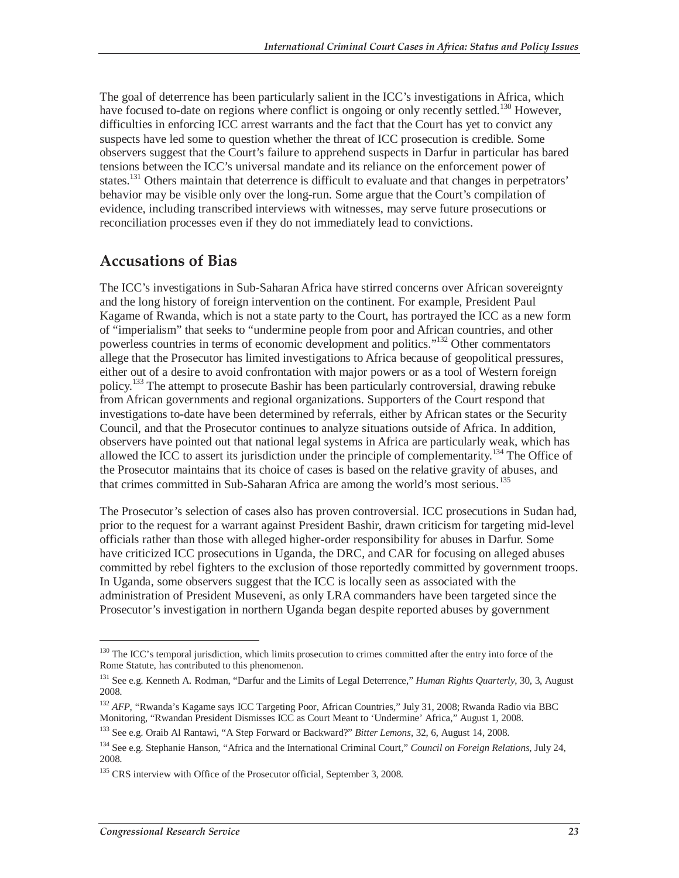The goal of deterrence has been particularly salient in the ICC's investigations in Africa, which have focused to-date on regions where conflict is ongoing or only recently settled.[130] However, difficulties in enforcing ICC arrest warrants and the fact that the Court has yet to convict any suspects have led some to question whether the threat of ICC prosecution is credible. Some observers suggest that the Court's failure to apprehend suspects in Darfur in particular has bared tensions between the ICC's universal mandate and its reliance on the enforcement power of states.[131] Others maintain that deterrence is difficult to evaluate and that changes in perpetrators' behavior may be visible only over the long-run. Some argue that the Court's compilation of evidence, including transcribed interviews with witnesses, may serve future prosecutions or reconciliation processes even if they do not immediately lead to convictions.

## Accusations of Bias

The ICC's investigations in Sub-Saharan Africa have stirred concerns over African sovereignty and the long history of foreign intervention on the continent. For example, President Paul Kagame of Rwanda, which is not a state party to the Court, has portrayed the ICC as a new form of "imperialism" that seeks to "undermine people from poor and African countries, and other powerless countries in terms of economic development and politics."[132] Other commentators allege that the Prosecutor has limited investigations to Africa because of geopolitical pressures, either out of a desire to avoid confrontation with major powers or as a tool of Western foreign policy.[133] The attempt to prosecute Bashir has been particularly controversial, drawing rebuke from African governments and regional organizations. Supporters of the Court respond that investigations to-date have been determined by referrals, either by African states or the Security Council, and that the Prosecutor continues to analyze situations outside of Africa. In addition, observers have pointed out that national legal systems in Africa are particularly weak, which has allowed the ICC to assert its jurisdiction under the principle of complementarity.[134] The Office of the Prosecutor maintains that its choice of cases is based on the relative gravity of abuses, and that crimes committed in Sub-Saharan Africa are among the world's most serious.[135]

The Prosecutor's selection of cases also has proven controversial. ICC prosecutions in Sudan had, prior to the request for a warrant against President Bashir, drawn criticism for targeting mid-level officials rather than those with alleged higher-order responsibility for abuses in Darfur. Some have criticized ICC prosecutions in Uganda, the DRC, and CAR for focusing on alleged abuses committed by rebel fighters to the exclusion of those reportedly committed by government troops. In Uganda, some observers suggest that the ICC is locally seen as associated with the administration of President Museveni, as only LRA commanders have been targeted since the Prosecutor's investigation in northern Uganda began despite reported abuses by government

---

[130] The ICC's temporal jurisdiction, which limits prosecution to crimes committed after the entry into force of the Rome Statute, has contributed to this phenomenon.

[131] See e.g. Kenneth A. Rodman, "Darfur and the Limits of Legal Deterrence," *Human Rights Quarterly*, 30, 3, August 2008.

[132] *AFP*, "Rwanda's Kagame says ICC Targeting Poor, African Countries," July 31, 2008; Rwanda Radio via BBC Monitoring, "Rwandan President Dismisses ICC as Court Meant to 'Undermine' Africa," August 1, 2008.

[133] See e.g. Oraib Al Rantawi, "A Step Forward or Backward?" *Bitter Lemons*, 32, 6, August 14, 2008.

[134] See e.g. Stephanie Hanson, "Africa and the International Criminal Court," *Council on Foreign Relations*, July 24, 2008.

[135] CRS interview with Office of the Prosecutor official, September 3, 2008.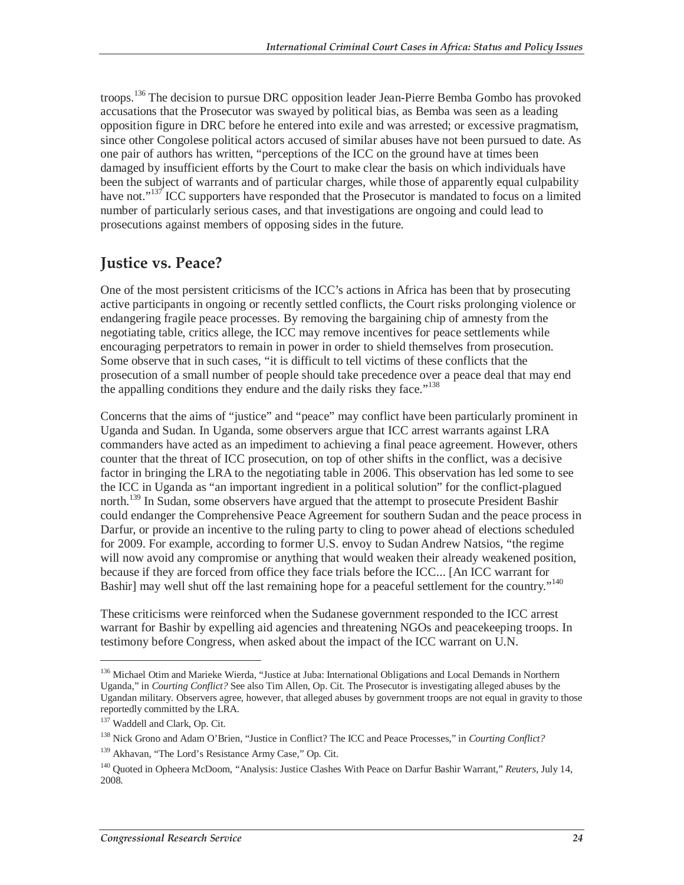troops.[136] The decision to pursue DRC opposition leader Jean-Pierre Bemba Gombo has provoked accusations that the Prosecutor was swayed by political bias, as Bemba was seen as a leading opposition figure in DRC before he entered into exile and was arrested; or excessive pragmatism, since other Congolese political actors accused of similar abuses have not been pursued to date. As one pair of authors has written, "perceptions of the ICC on the ground have at times been damaged by insufficient efforts by the Court to make clear the basis on which individuals have been the subject of warrants and of particular charges, while those of apparently equal culpability have not."[137] ICC supporters have responded that the Prosecutor is mandated to focus on a limited number of particularly serious cases, and that investigations are ongoing and could lead to prosecutions against members of opposing sides in the future.

## Justice vs. Peace?

One of the most persistent criticisms of the ICC's actions in Africa has been that by prosecuting active participants in ongoing or recently settled conflicts, the Court risks prolonging violence or endangering fragile peace processes. By removing the bargaining chip of amnesty from the negotiating table, critics allege, the ICC may remove incentives for peace settlements while encouraging perpetrators to remain in power in order to shield themselves from prosecution. Some observe that in such cases, "it is difficult to tell victims of these conflicts that the prosecution of a small number of people should take precedence over a peace deal that may end the appalling conditions they endure and the daily risks they face."[138]

Concerns that the aims of "justice" and "peace" may conflict have been particularly prominent in Uganda and Sudan. In Uganda, some observers argue that ICC arrest warrants against LRA commanders have acted as an impediment to achieving a final peace agreement. However, others counter that the threat of ICC prosecution, on top of other shifts in the conflict, was a decisive factor in bringing the LRA to the negotiating table in 2006. This observation has led some to see the ICC in Uganda as "an important ingredient in a political solution" for the conflict-plagued north.[139] In Sudan, some observers have argued that the attempt to prosecute President Bashir could endanger the Comprehensive Peace Agreement for southern Sudan and the peace process in Darfur, or provide an incentive to the ruling party to cling to power ahead of elections scheduled for 2009. For example, according to former U.S. envoy to Sudan Andrew Natsios, "the regime will now avoid any compromise or anything that would weaken their already weakened position, because if they are forced from office they face trials before the ICC... [An ICC warrant for Bashir] may well shut off the last remaining hope for a peaceful settlement for the country."[140]

These criticisms were reinforced when the Sudanese government responded to the ICC arrest warrant for Bashir by expelling aid agencies and threatening NGOs and peacekeeping troops. In testimony before Congress, when asked about the impact of the ICC warrant on U.N.

---

[136] Michael Otim and Marieke Wierda, "Justice at Juba: International Obligations and Local Demands in Northern Uganda," in *Courting Conflict?* See also Tim Allen, Op. Cit. The Prosecutor is investigating alleged abuses by the Ugandan military. Observers agree, however, that alleged abuses by government troops are not equal in gravity to those reportedly committed by the LRA.

[137] Waddell and Clark, Op. Cit.

[138] Nick Grono and Adam O'Brien, "Justice in Conflict? The ICC and Peace Processes," in *Courting Conflict?*

[139] Akhavan, "The Lord's Resistance Army Case," Op. Cit.

[140] Quoted in Opheera McDoom, "Analysis: Justice Clashes With Peace on Darfur Bashir Warrant," *Reuters*, July 14, 2008.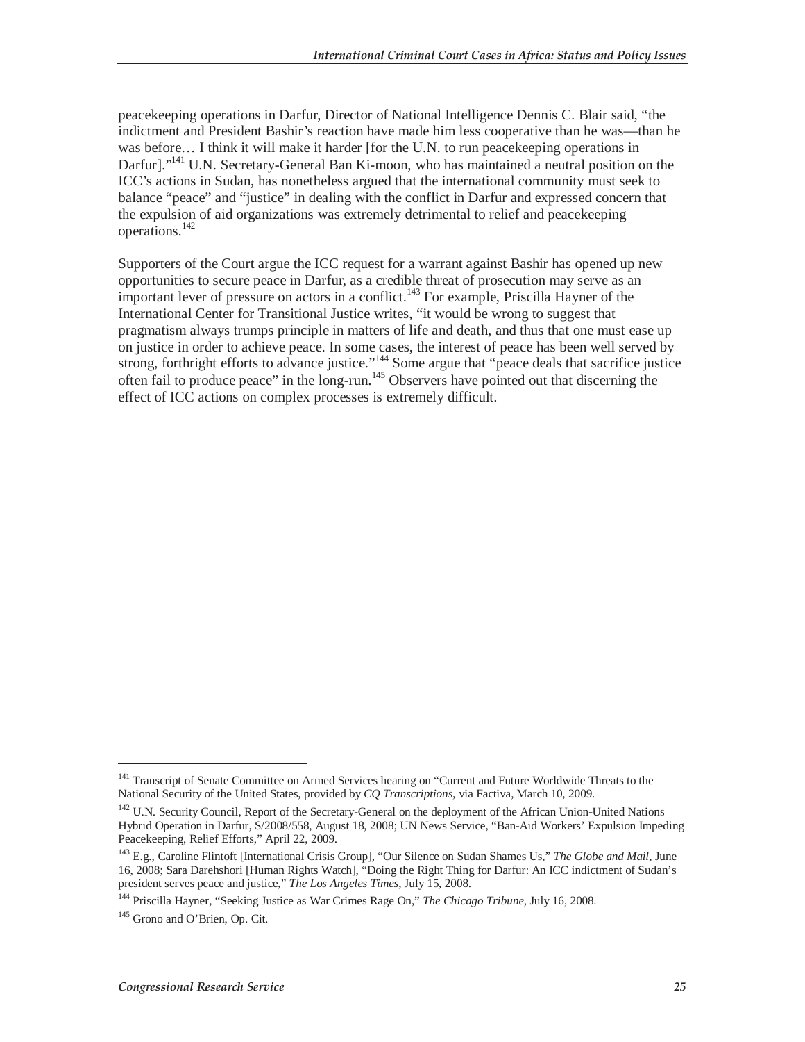peacekeeping operations in Darfur, Director of National Intelligence Dennis C. Blair said, "the indictment and President Bashir's reaction have made him less cooperative than he was—than he was before… I think it will make it harder [for the U.N. to run peacekeeping operations in Darfur]."[141] U.N. Secretary-General Ban Ki-moon, who has maintained a neutral position on the ICC's actions in Sudan, has nonetheless argued that the international community must seek to balance "peace" and "justice" in dealing with the conflict in Darfur and expressed concern that the expulsion of aid organizations was extremely detrimental to relief and peacekeeping operations.[142]

Supporters of the Court argue the ICC request for a warrant against Bashir has opened up new opportunities to secure peace in Darfur, as a credible threat of prosecution may serve as an important lever of pressure on actors in a conflict.[143] For example, Priscilla Hayner of the International Center for Transitional Justice writes, "it would be wrong to suggest that pragmatism always trumps principle in matters of life and death, and thus that one must ease up on justice in order to achieve peace. In some cases, the interest of peace has been well served by strong, forthright efforts to advance justice."[144] Some argue that "peace deals that sacrifice justice often fail to produce peace" in the long-run.[145] Observers have pointed out that discerning the effect of ICC actions on complex processes is extremely difficult.

---

[141] Transcript of Senate Committee on Armed Services hearing on "Current and Future Worldwide Threats to the National Security of the United States, provided by *CQ Transcriptions*, via Factiva, March 10, 2009.

[142] U.N. Security Council, Report of the Secretary-General on the deployment of the African Union-United Nations Hybrid Operation in Darfur, S/2008/558, August 18, 2008; UN News Service, "Ban-Aid Workers' Expulsion Impeding Peacekeeping, Relief Efforts," April 22, 2009.

[143] E.g., Caroline Flintoft [International Crisis Group], "Our Silence on Sudan Shames Us," *The Globe and Mail*, June 16, 2008; Sara Darehshori [Human Rights Watch], "Doing the Right Thing for Darfur: An ICC indictment of Sudan's president serves peace and justice," *The Los Angeles Times*, July 15, 2008.

[144] Priscilla Hayner, "Seeking Justice as War Crimes Rage On," *The Chicago Tribune*, July 16, 2008.

[145] Grono and O'Brien, Op. Cit.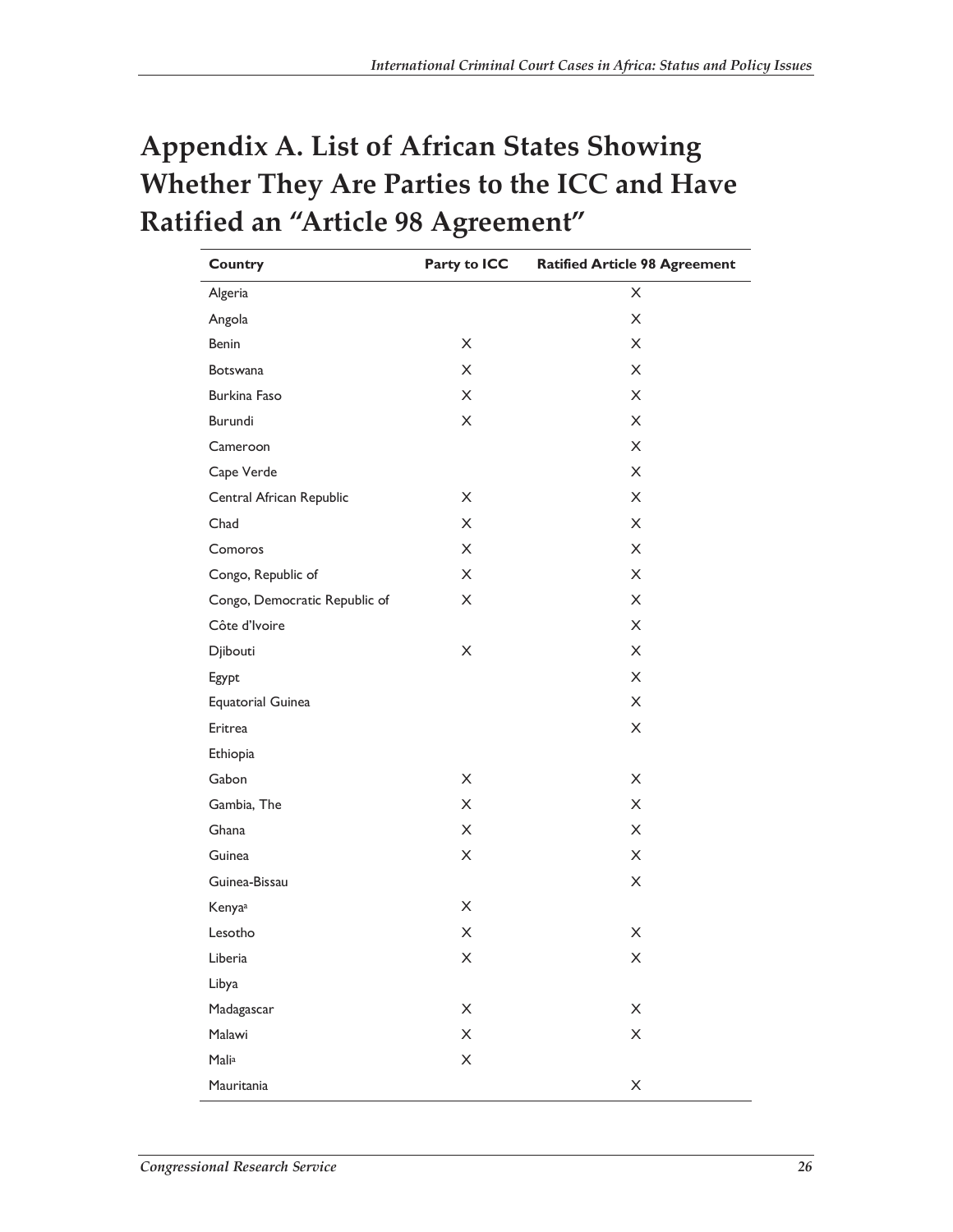# Appendix A. List of African States Showing Whether They Are Parties to the ICC and Have Ratified an "Article 98 Agreement"

| Country | Party to ICC | Ratified Article 98 Agreement |
|---|---|---|
| Algeria | | X |
| Angola | | X |
| Benin | X | X |
| Botswana | X | X |
| Burkina Faso | X | X |
| Burundi | X | X |
| Cameroon | | X |
| Cape Verde | | X |
| Central African Republic | X | X |
| Chad | X | X |
| Comoros | X | X |
| Congo, Republic of | X | X |
| Congo, Democratic Republic of | X | X |
| Côte d'Ivoire | | X |
| Djibouti | X | X |
| Egypt | | X |
| Equatorial Guinea | | X |
| Eritrea | | X |
| Ethiopia | | |
| Gabon | X | X |
| Gambia, The | X | X |
| Ghana | X | X |
| Guinea | X | X |
| Guinea-Bissau | | X |
| Kenya[a] | X | |
| Lesotho | X | X |
| Liberia | X | X |
| Libya | | |
| Madagascar | X | X |
| Malawi | X | X |
| Mali[a] | X | |
| Mauritania | | X |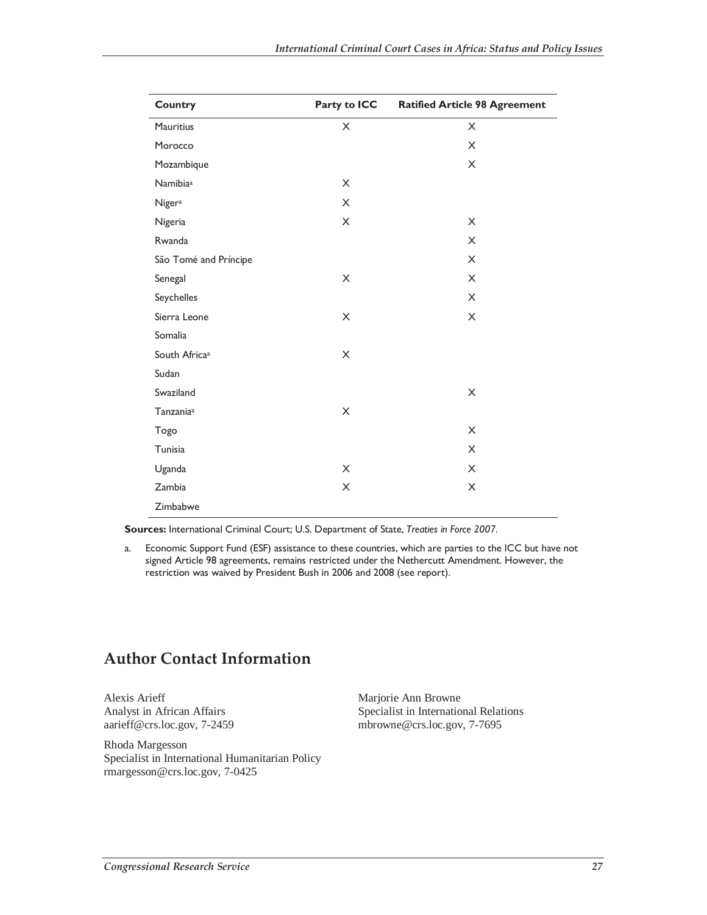| Country | Party to ICC | Ratified Article 98 Agreement |
| --- | --- | --- |
| Mauritius | X | X |
| Morocco | | X |
| Mozambique | | X |
| Namibia[a] | X | |
| Niger[a] | X | |
| Nigeria | X | X |
| Rwanda | | X |
| São Tomé and Príncipe | | X |
| Senegal | X | X |
| Seychelles | | X |
| Sierra Leone | X | X |
| Somalia | | |
| South Africa[a] | X | |
| Sudan | | |
| Swaziland | | X |
| Tanzania[a] | X | |
| Togo | | X |
| Tunisia | | X |
| Uganda | X | X |
| Zambia | X | X |
| Zimbabwe | | |

**Sources:** International Criminal Court; U.S. Department of State, *Treaties in Force 2007*.

a. Economic Support Fund (ESF) assistance to these countries, which are parties to the ICC but have not signed Article 98 agreements, remains restricted under the Nethercutt Amendment. However, the restriction was waived by President Bush in 2006 and 2008 (see report).

## Author Contact Information

Alexis Arieff
Analyst in African Affairs
aarieff@crs.loc.gov, 7-2459

Marjorie Ann Browne
Specialist in International Relations
mbrowne@crs.loc.gov, 7-7695

Rhoda Margesson
Specialist in International Humanitarian Policy
rmargesson@crs.loc.gov, 7-0425